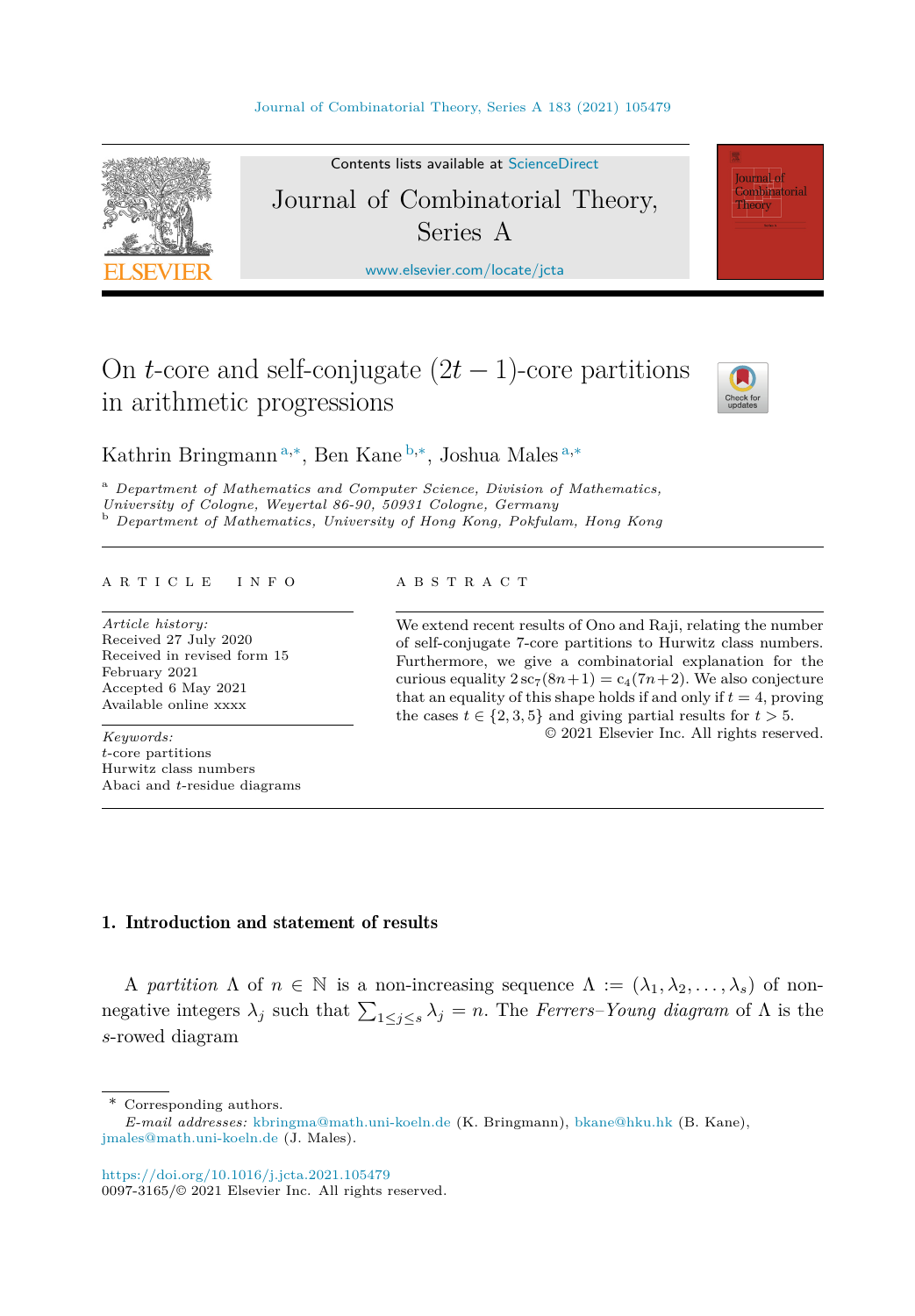# On $t$-core and self-conjugate $(2t-1)$-core partitions in arithmetic progressions

Kathrin Bringmann[a,*], Ben Kane[b,*], Joshua Males[a,*]

[a] *Department of Mathematics and Computer Science, Division of Mathematics, University of Cologne, Weyertal 86-90, 50931 Cologne, Germany*
[b] *Department of Mathematics, University of Hong Kong, Pokfulam, Hong Kong*

ARTICLE INFO

*Article history:*
Received 27 July 2020
Received in revised form 15 February 2021
Accepted 6 May 2021
Available online xxxx

*Keywords:*
$t$-core partitions
Hurwitz class numbers
Abaci and $t$-residue diagrams

ABSTRACT

We extend recent results of Ono and Raji, relating the number of self-conjugate 7-core partitions to Hurwitz class numbers. Furthermore, we give a combinatorial explanation for the curious equality $2\,\mathrm{sc}_7(8n+1) = \mathrm{c}_4(7n+2)$. We also conjecture that an equality of this shape holds if and only if $t = 4$, proving the cases $t \in \{2, 3, 5\}$ and giving partial results for $t > 5$.

© 2021 Elsevier Inc. All rights reserved.

## 1. Introduction and statement of results

A *partition* $\Lambda$ of $n \in \mathbb{N}$ is a non-increasing sequence $\Lambda := (\lambda_1, \lambda_2, \ldots, \lambda_s)$ of non-negative integers $\lambda_j$ such that $\sum_{1 \le j \le s} \lambda_j = n$. The *Ferrers–Young diagram* of $\Lambda$ is the $s$-rowed diagram

---

\* Corresponding authors.
*E-mail addresses:* kbringma@math.uni-koeln.de (K. Bringmann), bkane@hku.hk (B. Kane), jmales@math.uni-koeln.de (J. Males).

https://doi.org/10.1016/j.jcta.2021.105479
0097-3165/© 2021 Elsevier Inc. All rights reserved.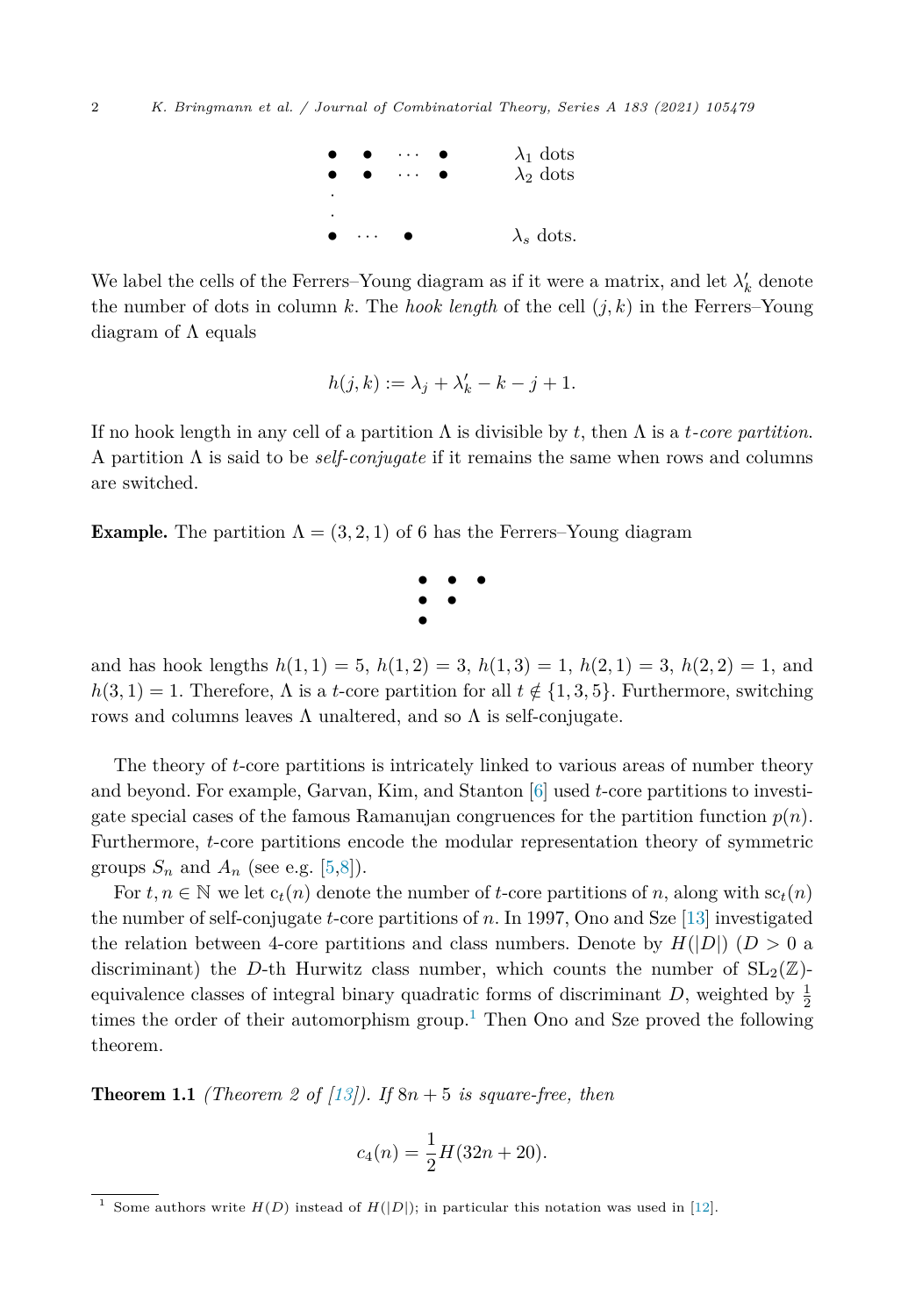$$
\begin{array}{llll}
\bullet & \bullet & \cdots & \bullet \qquad \lambda_1 \text{ dots} \\
\bullet & \bullet & \cdots & \bullet \qquad \lambda_2 \text{ dots} \\
\cdot & & & \\
\cdot & & & \\
\bullet & \cdots & \bullet & \qquad \lambda_s \text{ dots.}
\end{array}
$$

We label the cells of the Ferrers–Young diagram as if it were a matrix, and let $\lambda_k'$ denote the number of dots in column $k$. The *hook length* of the cell $(j,k)$ in the Ferrers–Young diagram of $\Lambda$ equals

$$
h(j,k) := \lambda_j + \lambda_k' - k - j + 1.
$$

If no hook length in any cell of a partition $\Lambda$ is divisible by $t$, then $\Lambda$ is a *t-core partition*. A partition $\Lambda$ is said to be *self-conjugate* if it remains the same when rows and columns are switched.

**Example.** The partition $\Lambda = (3, 2, 1)$ of 6 has the Ferrers–Young diagram

$$
\begin{array}{lll}
\bullet & \bullet & \bullet \\
\bullet & \bullet & \\
\bullet & &
\end{array}
$$

and has hook lengths $h(1,1) = 5$, $h(1,2) = 3$, $h(1,3) = 1$, $h(2,1) = 3$, $h(2,2) = 1$, and $h(3,1) = 1$. Therefore, $\Lambda$ is a $t$-core partition for all $t \notin \{1, 3, 5\}$. Furthermore, switching rows and columns leaves $\Lambda$ unaltered, and so $\Lambda$ is self-conjugate.

The theory of $t$-core partitions is intricately linked to various areas of number theory and beyond. For example, Garvan, Kim, and Stanton [6] used $t$-core partitions to investigate special cases of the famous Ramanujan congruences for the partition function $p(n)$. Furthermore, $t$-core partitions encode the modular representation theory of symmetric groups $S_n$ and $A_n$ (see e.g. [5,8]).

For $t, n \in \mathbb{N}$ we let $\mathrm{c}_t(n)$ denote the number of $t$-core partitions of $n$, along with $\mathrm{sc}_t(n)$ the number of self-conjugate $t$-core partitions of $n$. In 1997, Ono and Sze [13] investigated the relation between 4-core partitions and class numbers. Denote by $H(|D|)$ ($D > 0$ a discriminant) the $D$-th Hurwitz class number, which counts the number of $\mathrm{SL}_2(\mathbb{Z})$-equivalence classes of integral binary quadratic forms of discriminant $D$, weighted by $\frac{1}{2}$ times the order of their automorphism group.[1] Then Ono and Sze proved the following theorem.

**Theorem 1.1** *(Theorem 2 of [13]). If $8n + 5$ is square-free, then*

$$
c_4(n) = \frac{1}{2} H(32n + 20).
$$

[1] Some authors write $H(D)$ instead of $H(|D|)$; in particular this notation was used in [12].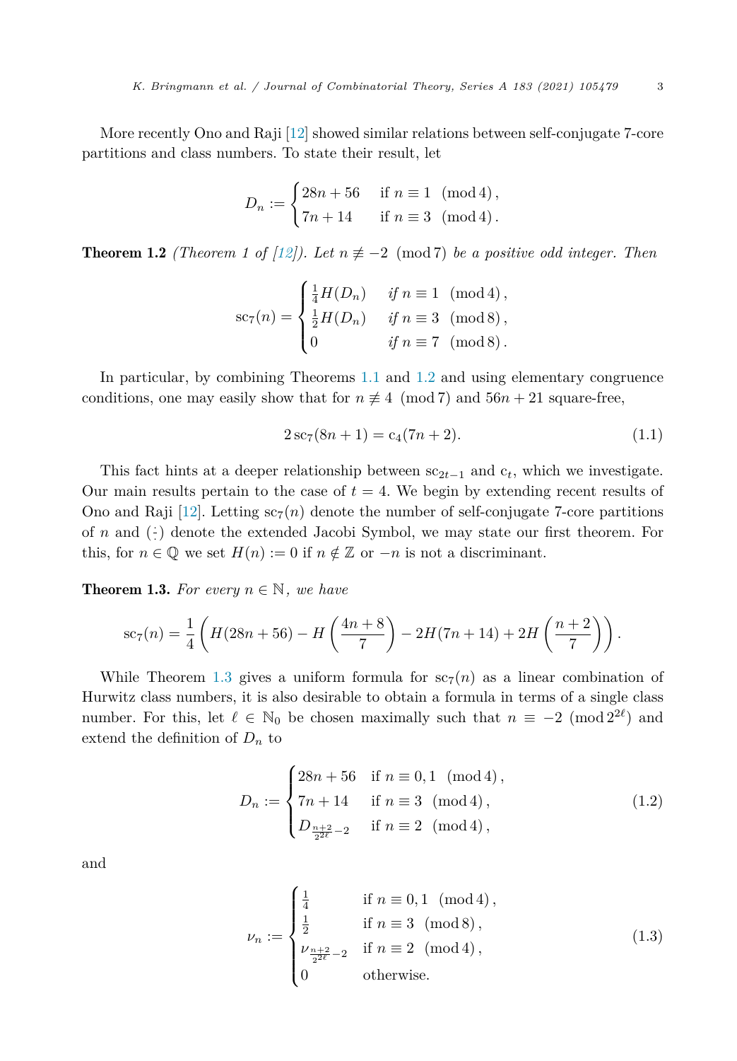More recently Ono and Raji [12] showed similar relations between self-conjugate 7-core partitions and class numbers. To state their result, let

$$D_n := \begin{cases} 28n+56 & \text{if } n \equiv 1 \pmod 4, \\ 7n+14 & \text{if } n \equiv 3 \pmod 4. \end{cases}$$

**Theorem 1.2** *(Theorem 1 of [12]). Let $n \not\equiv -2 \pmod 7$ be a positive odd integer. Then*

$$\mathrm{sc}_7(n) = \begin{cases} \frac{1}{4}H(D_n) & \text{if } n \equiv 1 \pmod 4, \\ \frac{1}{2}H(D_n) & \text{if } n \equiv 3 \pmod 8, \\ 0 & \text{if } n \equiv 7 \pmod 8. \end{cases}$$

In particular, by combining Theorems 1.1 and 1.2 and using elementary congruence conditions, one may easily show that for $n \not\equiv 4 \pmod 7$ and $56n+21$ square-free,

$$2\,\mathrm{sc}_7(8n+1) = \mathrm{c}_4(7n+2). \tag{1.1}$$

This fact hints at a deeper relationship between $\mathrm{sc}_{2t-1}$ and $\mathrm{c}_t$, which we investigate. Our main results pertain to the case of $t=4$. We begin by extending recent results of Ono and Raji [12]. Letting $\mathrm{sc}_7(n)$ denote the number of self-conjugate 7-core partitions of $n$ and $\left(\frac{\cdot}{\cdot}\right)$ denote the extended Jacobi Symbol, we may state our first theorem. For this, for $n \in \mathbb{Q}$ we set $H(n) := 0$ if $n \notin \mathbb{Z}$ or $-n$ is not a discriminant.

**Theorem 1.3.** *For every $n \in \mathbb{N}$, we have*

$$\mathrm{sc}_7(n) = \frac{1}{4}\left(H(28n+56) - H\left(\frac{4n+8}{7}\right) - 2H(7n+14) + 2H\left(\frac{n+2}{7}\right)\right).$$

While Theorem 1.3 gives a uniform formula for $\mathrm{sc}_7(n)$ as a linear combination of Hurwitz class numbers, it is also desirable to obtain a formula in terms of a single class number. For this, let $\ell \in \mathbb{N}_0$ be chosen maximally such that $n \equiv -2 \pmod{2^{2\ell}}$ and extend the definition of $D_n$ to

$$D_n := \begin{cases} 28n+56 & \text{if } n \equiv 0,1 \pmod 4, \\ 7n+14 & \text{if } n \equiv 3 \pmod 4, \\ D_{\frac{n+2}{2^{2\ell}}-2} & \text{if } n \equiv 2 \pmod 4, \end{cases} \tag{1.2}$$

and

$$\nu_n := \begin{cases} \frac{1}{4} & \text{if } n \equiv 0,1 \pmod 4, \\ \frac{1}{2} & \text{if } n \equiv 3 \pmod 8, \\ \nu_{\frac{n+2}{2^{2\ell}}-2} & \text{if } n \equiv 2 \pmod 4, \\ 0 & \text{otherwise.} \end{cases} \tag{1.3}$$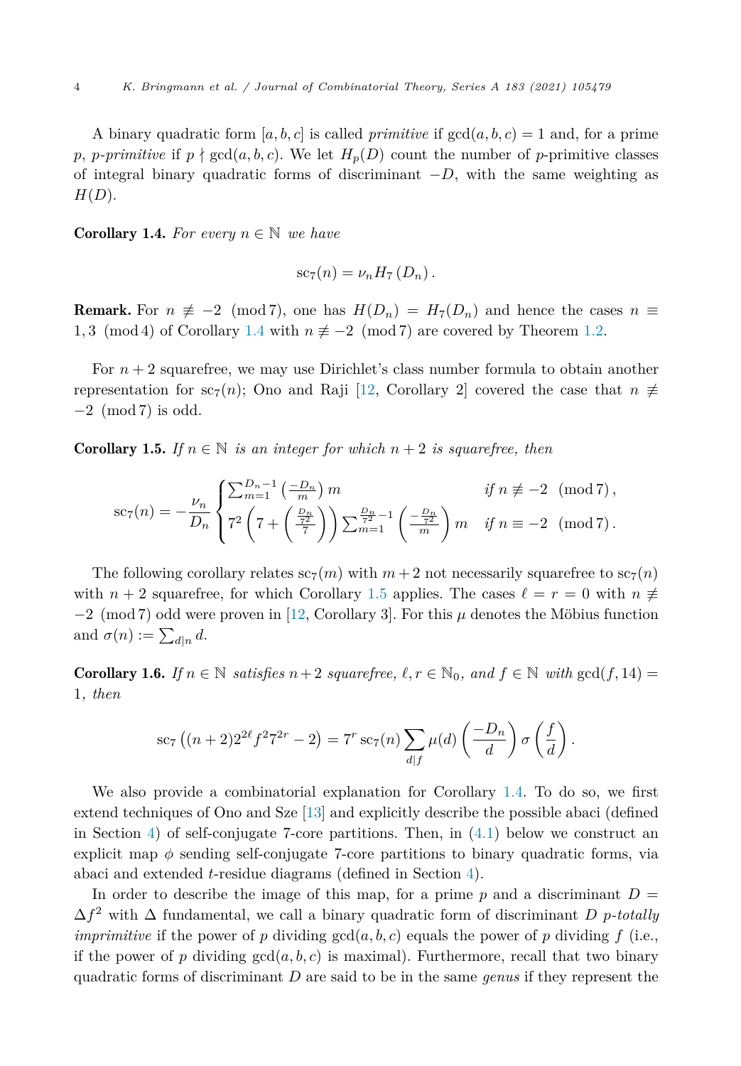A binary quadratic form $[a, b, c]$ is called *primitive* if $\gcd(a, b, c) = 1$ and, for a prime $p$, *$p$-primitive* if $p \nmid \gcd(a, b, c)$. We let $H_p(D)$ count the number of $p$-primitive classes of integral binary quadratic forms of discriminant $-D$, with the same weighting as $H(D)$.

**Corollary 1.4.** *For every $n \in \mathbb{N}$ we have*

$$\mathrm{sc}_7(n) = \nu_n H_7(D_n).$$

**Remark.** For $n \not\equiv -2 \pmod 7$, one has $H(D_n) = H_7(D_n)$ and hence the cases $n \equiv 1, 3 \pmod 4$ of Corollary 1.4 with $n \not\equiv -2 \pmod 7$ are covered by Theorem 1.2.

For $n + 2$ squarefree, we may use Dirichlet's class number formula to obtain another representation for $\mathrm{sc}_7(n)$; Ono and Raji [12, Corollary 2] covered the case that $n \not\equiv -2 \pmod 7$ is odd.

**Corollary 1.5.** *If $n \in \mathbb{N}$ is an integer for which $n + 2$ is squarefree, then*

$$\mathrm{sc}_7(n) = -\frac{\nu_n}{D_n} \begin{cases} \sum_{m=1}^{D_n - 1} \left(\frac{-D_n}{m}\right) m & \text{if } n \not\equiv -2 \pmod 7, \\ 7^2 \left(7 + \left(\frac{\frac{D_n}{7^2}}{7}\right)\right) \sum_{m=1}^{\frac{D_n}{7^2} - 1} \left(\frac{-\frac{D_n}{7^2}}{m}\right) m & \text{if } n \equiv -2 \pmod 7. \end{cases}$$

The following corollary relates $\mathrm{sc}_7(m)$ with $m + 2$ not necessarily squarefree to $\mathrm{sc}_7(n)$ with $n + 2$ squarefree, for which Corollary 1.5 applies. The cases $\ell = r = 0$ with $n \not\equiv -2 \pmod 7$ odd were proven in [12, Corollary 3]. For this $\mu$ denotes the Möbius function and $\sigma(n) := \sum_{d|n} d$.

**Corollary 1.6.** *If $n \in \mathbb{N}$ satisfies $n+2$ squarefree, $\ell, r \in \mathbb{N}_0$, and $f \in \mathbb{N}$ with $\gcd(f, 14) = 1$, then*

$$\mathrm{sc}_7\left((n + 2)2^{2\ell} f^2 7^{2r} - 2\right) = 7^r \,\mathrm{sc}_7(n) \sum_{d|f} \mu(d) \left(\frac{-D_n}{d}\right) \sigma\left(\frac{f}{d}\right).$$

We also provide a combinatorial explanation for Corollary 1.4. To do so, we first extend techniques of Ono and Sze [13] and explicitly describe the possible abaci (defined in Section 4) of self-conjugate 7-core partitions. Then, in (4.1) below we construct an explicit map $\phi$ sending self-conjugate 7-core partitions to binary quadratic forms, via abaci and extended $t$-residue diagrams (defined in Section 4).

In order to describe the image of this map, for a prime $p$ and a discriminant $D = \Delta f^2$ with $\Delta$ fundamental, we call a binary quadratic form of discriminant $D$ *$p$-totally imprimitive* if the power of $p$ dividing $\gcd(a, b, c)$ equals the power of $p$ dividing $f$ (i.e., if the power of $p$ dividing $\gcd(a, b, c)$ is maximal). Furthermore, recall that two binary quadratic forms of discriminant $D$ are said to be in the same *genus* if they represent the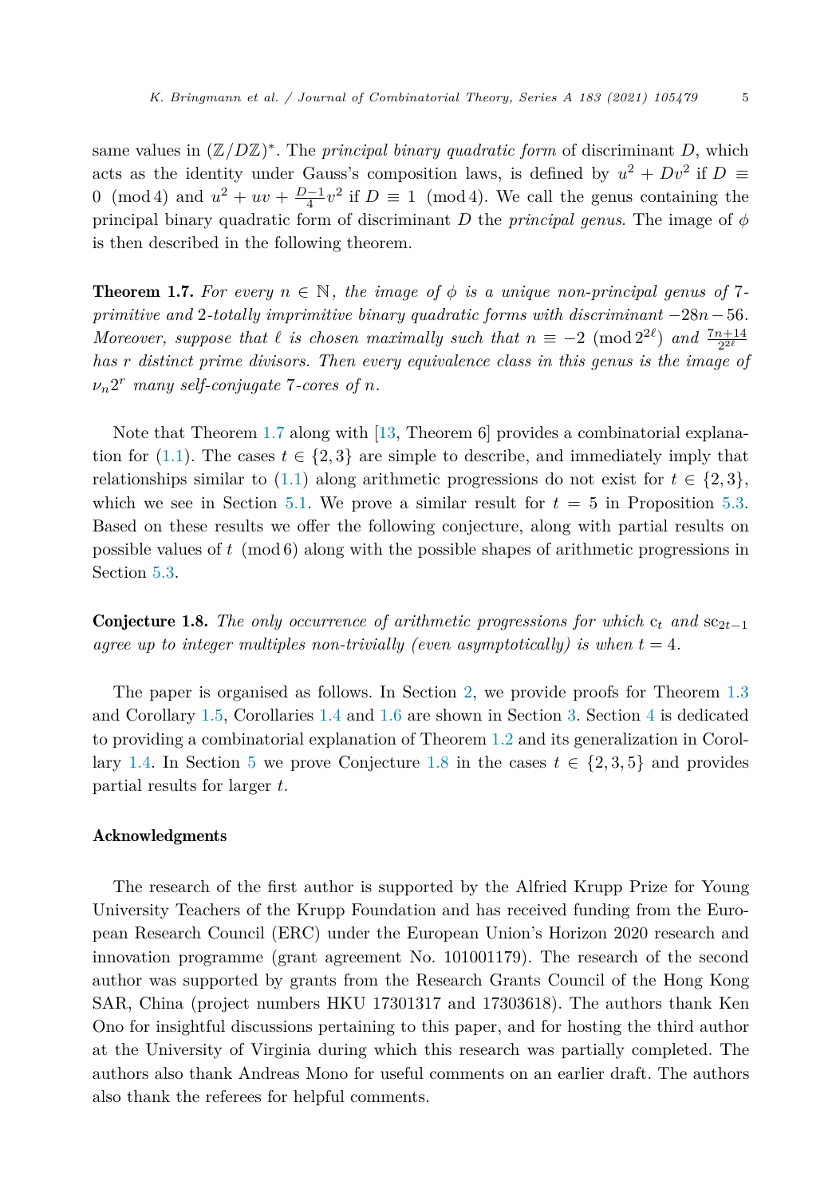same values in $(\mathbb{Z}/D\mathbb{Z})^*$. The *principal binary quadratic form* of discriminant $D$, which acts as the identity under Gauss's composition laws, is defined by $u^2 + Dv^2$ if $D \equiv 0 \pmod 4$ and $u^2 + uv + \frac{D-1}{4}v^2$ if $D \equiv 1 \pmod 4$. We call the genus containing the principal binary quadratic form of discriminant $D$ the *principal genus*. The image of $\phi$ is then described in the following theorem.

**Theorem 1.7.** *For every $n \in \mathbb{N}$, the image of $\phi$ is a unique non-principal genus of 7-primitive and 2-totally imprimitive binary quadratic forms with discriminant $-28n-56$. Moreover, suppose that $\ell$ is chosen maximally such that $n \equiv -2 \pmod{2^{2\ell}}$ and $\frac{7n+14}{2^{2\ell}}$ has $r$ distinct prime divisors. Then every equivalence class in this genus is the image of $\nu_n 2^r$ many self-conjugate 7-cores of $n$.*

Note that Theorem 1.7 along with [13, Theorem 6] provides a combinatorial explanation for (1.1). The cases $t \in \{2, 3\}$ are simple to describe, and immediately imply that relationships similar to (1.1) along arithmetic progressions do not exist for $t \in \{2, 3\}$, which we see in Section 5.1. We prove a similar result for $t = 5$ in Proposition 5.3. Based on these results we offer the following conjecture, along with partial results on possible values of $t \pmod 6$ along with the possible shapes of arithmetic progressions in Section 5.3.

**Conjecture 1.8.** *The only occurrence of arithmetic progressions for which $\mathrm{c}_t$ and $\mathrm{sc}_{2t-1}$ agree up to integer multiples non-trivially (even asymptotically) is when $t = 4$.*

The paper is organised as follows. In Section 2, we provide proofs for Theorem 1.3 and Corollary 1.5, Corollaries 1.4 and 1.6 are shown in Section 3. Section 4 is dedicated to providing a combinatorial explanation of Theorem 1.2 and its generalization in Corollary 1.4. In Section 5 we prove Conjecture 1.8 in the cases $t \in \{2, 3, 5\}$ and provides partial results for larger $t$.

## Acknowledgments

The research of the first author is supported by the Alfried Krupp Prize for Young University Teachers of the Krupp Foundation and has received funding from the European Research Council (ERC) under the European Union's Horizon 2020 research and innovation programme (grant agreement No. 101001179). The research of the second author was supported by grants from the Research Grants Council of the Hong Kong SAR, China (project numbers HKU 17301317 and 17303618). The authors thank Ken Ono for insightful discussions pertaining to this paper, and for hosting the third author at the University of Virginia during which this research was partially completed. The authors also thank Andreas Mono for useful comments on an earlier draft. The authors also thank the referees for helpful comments.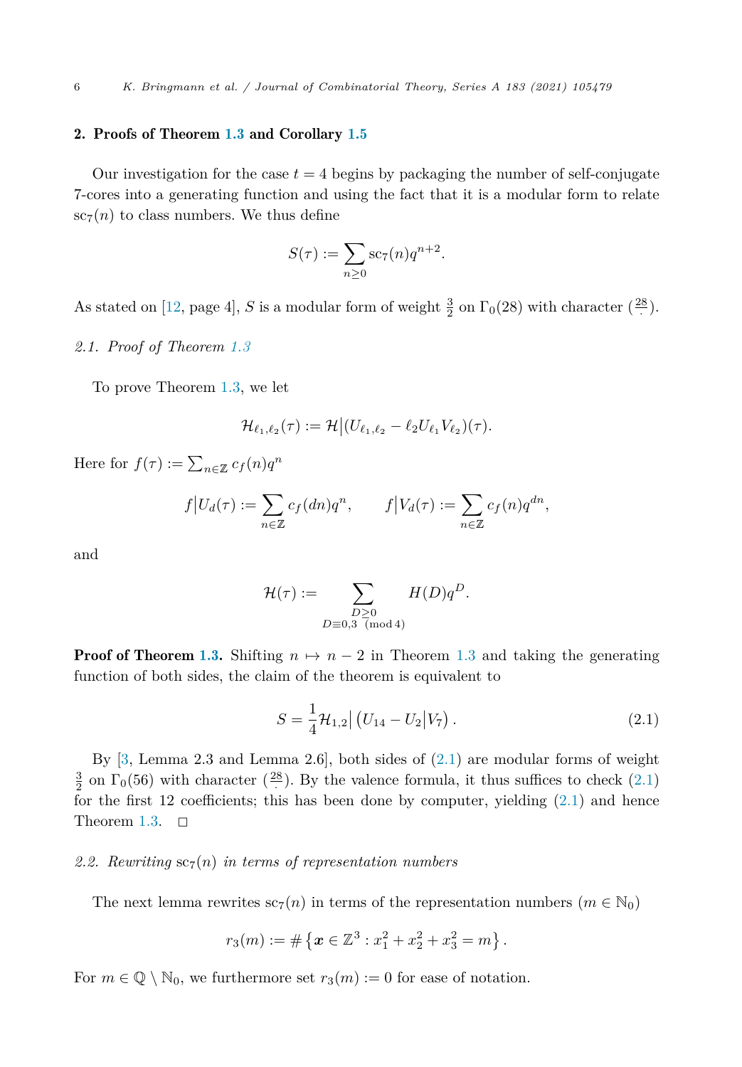## 2. Proofs of Theorem 1.3 and Corollary 1.5

Our investigation for the case $t = 4$ begins by packaging the number of self-conjugate 7-cores into a generating function and using the fact that it is a modular form to relate $\mathrm{sc}_7(n)$ to class numbers. We thus define

$$S(\tau) := \sum_{n\geq 0} \mathrm{sc}_7(n) q^{n+2}.$$

As stated on [12, page 4], $S$ is a modular form of weight $\frac{3}{2}$ on $\Gamma_0(28)$ with character $\left(\frac{28}{\cdot}\right)$.

### 2.1. Proof of Theorem 1.3

To prove Theorem 1.3, we let

$$\mathcal{H}_{\ell_1,\ell_2}(\tau) := \mathcal{H}\big|(U_{\ell_1,\ell_2} - \ell_2 U_{\ell_1} V_{\ell_2})(\tau).$$

Here for $f(\tau) := \sum_{n\in\mathbb{Z}} c_f(n) q^n$

$$f\big|U_d(\tau) := \sum_{n\in\mathbb{Z}} c_f(dn) q^n, \qquad f\big|V_d(\tau) := \sum_{n\in\mathbb{Z}} c_f(n) q^{dn},$$

and

$$\mathcal{H}(\tau) := \sum_{\substack{D\geq 0\\ D\equiv 0,3 \pmod 4}} H(D) q^D.$$

**Proof of Theorem 1.3.** Shifting $n \mapsto n-2$ in Theorem 1.3 and taking the generating function of both sides, the claim of the theorem is equivalent to

$$S = \frac{1}{4}\mathcal{H}_{1,2}\big|\left(U_{14} - U_2\big|V_7\right). \tag{2.1}$$

By [3, Lemma 2.3 and Lemma 2.6], both sides of (2.1) are modular forms of weight $\frac{3}{2}$ on $\Gamma_0(56)$ with character $\left(\frac{28}{\cdot}\right)$. By the valence formula, it thus suffices to check (2.1) for the first 12 coefficients; this has been done by computer, yielding (2.1) and hence Theorem 1.3. $\square$

### 2.2. Rewriting $\mathrm{sc}_7(n)$ in terms of representation numbers

The next lemma rewrites $\mathrm{sc}_7(n)$ in terms of the representation numbers ($m \in \mathbb{N}_0$)

$$r_3(m) := \#\left\{\boldsymbol{x} \in \mathbb{Z}^3 : x_1^2 + x_2^2 + x_3^2 = m\right\}.$$

For $m \in \mathbb{Q}\setminus\mathbb{N}_0$, we furthermore set $r_3(m) := 0$ for ease of notation.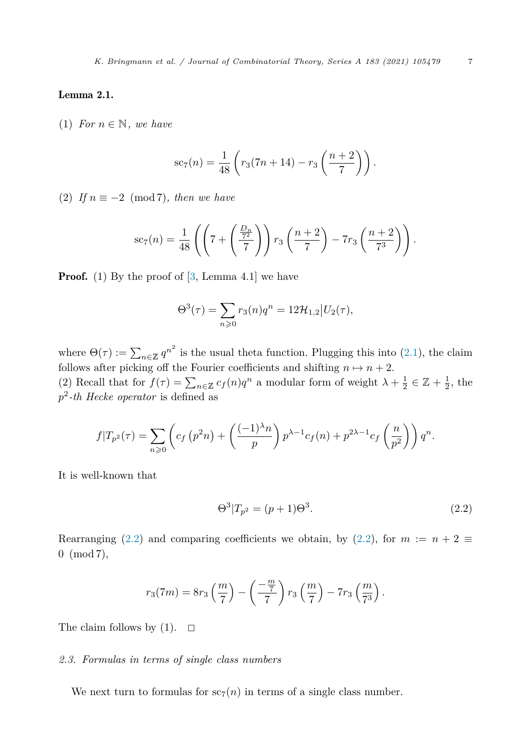**Lemma 2.1.**

(1) *For $n \in \mathbb{N}$, we have*

$$\mathrm{sc}_7(n) = \frac{1}{48}\left(r_3(7n+14) - r_3\left(\frac{n+2}{7}\right)\right).$$

(2) *If $n \equiv -2 \pmod 7$, then we have*

$$\mathrm{sc}_7(n) = \frac{1}{48}\left(\left(7 + \left(\frac{\frac{D_n}{7^2}}{7}\right)\right) r_3\left(\frac{n+2}{7}\right) - 7 r_3\left(\frac{n+2}{7^3}\right)\right).$$

**Proof.** (1) By the proof of [3, Lemma 4.1] we have

$$\Theta^3(\tau) = \sum_{n \geqslant 0} r_3(n) q^n = 12\mathcal{H}_{1,2}\big|U_2(\tau),$$

where $\Theta(\tau) := \sum_{n\in\mathbb{Z}} q^{n^2}$ is the usual theta function. Plugging this into (2.1), the claim follows after picking off the Fourier coefficients and shifting $n \mapsto n+2$.
(2) Recall that for $f(\tau) = \sum_{n\in\mathbb{Z}} c_f(n) q^n$ a modular form of weight $\lambda + \frac{1}{2} \in \mathbb{Z} + \frac{1}{2}$, the $p^2$*-th Hecke operator* is defined as

$$f|T_{p^2}(\tau) = \sum_{n \geqslant 0}\left(c_f\left(p^2 n\right) + \left(\frac{(-1)^\lambda n}{p}\right) p^{\lambda-1} c_f(n) + p^{2\lambda-1} c_f\left(\frac{n}{p^2}\right)\right) q^n.$$

It is well-known that

$$\Theta^3|T_{p^2} = (p+1)\Theta^3. \tag{2.2}$$

Rearranging (2.2) and comparing coefficients we obtain, by (2.2), for $m := n+2 \equiv 0 \pmod 7$,

$$r_3(7m) = 8r_3\left(\frac{m}{7}\right) - \left(\frac{-\frac{m}{7}}{7}\right) r_3\left(\frac{m}{7}\right) - 7r_3\left(\frac{m}{7^3}\right).$$

The claim follows by (1). $\square$

### 2.3. Formulas in terms of single class numbers

We next turn to formulas for $\mathrm{sc}_7(n)$ in terms of a single class number.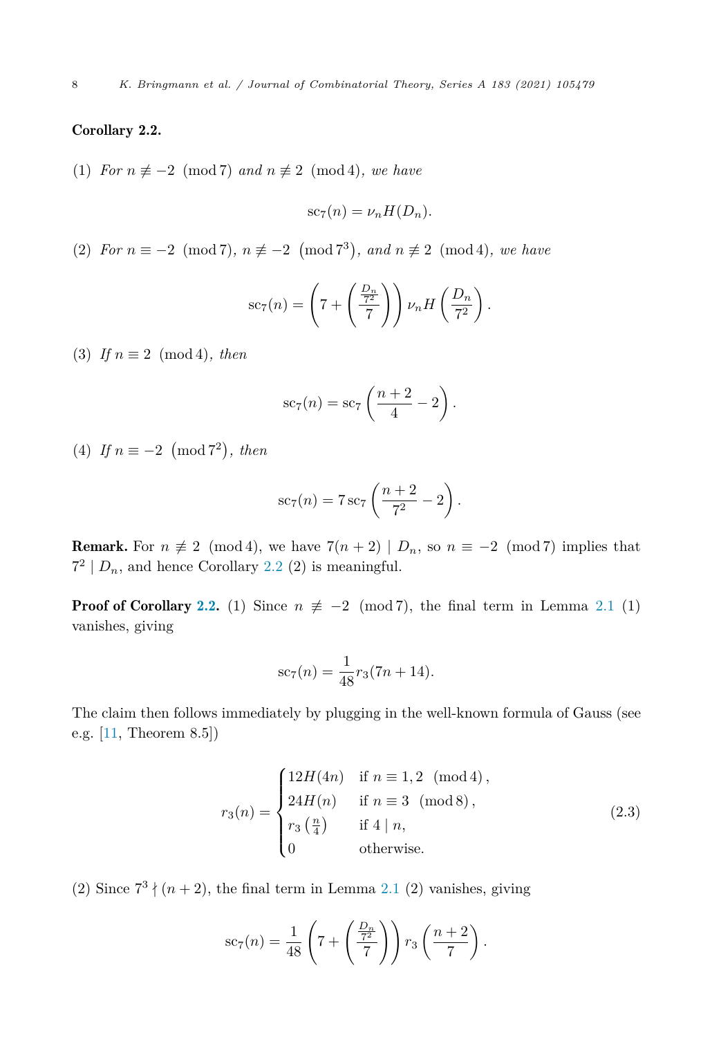**Corollary 2.2.**

(1) *For* $n \not\equiv -2 \pmod 7$ *and* $n \not\equiv 2 \pmod 4$, *we have*

$$\mathrm{sc}_7(n) = \nu_n H(D_n).$$

(2) *For* $n \equiv -2 \pmod 7$, $n \not\equiv -2 \pmod{7^3}$, *and* $n \not\equiv 2 \pmod 4$, *we have*

$$\mathrm{sc}_7(n) = \left(7 + \left(\frac{\frac{D_n}{7^2}}{7}\right)\right) \nu_n H\left(\frac{D_n}{7^2}\right).$$

(3) *If* $n \equiv 2 \pmod 4$, *then*

$$\mathrm{sc}_7(n) = \mathrm{sc}_7\left(\frac{n+2}{4} - 2\right).$$

(4) *If* $n \equiv -2 \pmod{7^2}$, *then*

$$\mathrm{sc}_7(n) = 7\,\mathrm{sc}_7\left(\frac{n+2}{7^2} - 2\right).$$

**Remark.** For $n \not\equiv 2 \pmod 4$, we have $7(n+2) \mid D_n$, so $n \equiv -2 \pmod 7$ implies that $7^2 \mid D_n$, and hence Corollary 2.2 (2) is meaningful.

**Proof of Corollary 2.2.** (1) Since $n \not\equiv -2 \pmod 7$, the final term in Lemma 2.1 (1) vanishes, giving

$$\mathrm{sc}_7(n) = \frac{1}{48} r_3(7n + 14).$$

The claim then follows immediately by plugging in the well-known formula of Gauss (see e.g. [11, Theorem 8.5])

$$r_3(n) = \begin{cases} 12H(4n) & \text{if } n \equiv 1, 2 \pmod 4, \\ 24H(n) & \text{if } n \equiv 3 \pmod 8, \\ r_3\left(\frac{n}{4}\right) & \text{if } 4 \mid n, \\ 0 & \text{otherwise.} \end{cases} \tag{2.3}$$

(2) Since $7^3 \nmid (n+2)$, the final term in Lemma 2.1 (2) vanishes, giving

$$\mathrm{sc}_7(n) = \frac{1}{48}\left(7 + \left(\frac{\frac{D_n}{7^2}}{7}\right)\right) r_3\left(\frac{n+2}{7}\right).$$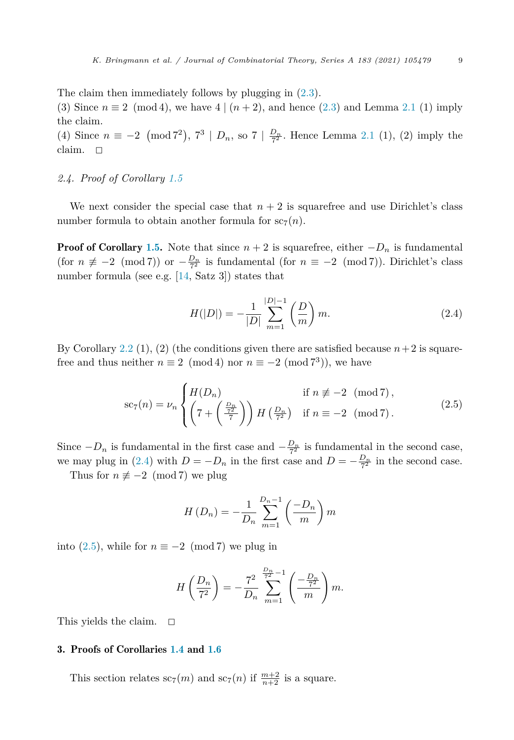The claim then immediately follows by plugging in (2.3).

(3) Since $n \equiv 2 \pmod 4$, we have $4 \mid (n+2)$, and hence (2.3) and Lemma 2.1 (1) imply the claim.

(4) Since $n \equiv -2 \pmod{7^2}$, $7^3 \mid D_n$, so $7 \mid \frac{D_n}{7^2}$. Hence Lemma 2.1 (1), (2) imply the claim. $\square$

*2.4. Proof of Corollary 1.5*

We next consider the special case that $n+2$ is squarefree and use Dirichlet's class number formula to obtain another formula for $\mathrm{sc}_7(n)$.

**Proof of Corollary 1.5.** Note that since $n+2$ is squarefree, either $-D_n$ is fundamental (for $n \not\equiv -2 \pmod 7$) or $-\frac{D_n}{7^2}$ is fundamental (for $n \equiv -2 \pmod 7$). Dirichlet's class number formula (see e.g. [14, Satz 3]) states that

$$H(|D|) = -\frac{1}{|D|}\sum_{m=1}^{|D|-1}\left(\frac{D}{m}\right)m. \tag{2.4}$$

By Corollary 2.2 (1), (2) (the conditions given there are satisfied because $n+2$ is squarefree and thus neither $n \equiv 2 \pmod 4$ nor $n \equiv -2 \pmod{7^3}$), we have

$$\mathrm{sc}_7(n) = \nu_n \begin{cases} H(D_n) & \text{if } n \not\equiv -2 \pmod 7, \\ \left(7 + \left(\frac{\frac{D_n}{7^2}}{7}\right)\right) H\left(\frac{D_n}{7^2}\right) & \text{if } n \equiv -2 \pmod 7. \end{cases} \tag{2.5}$$

Since $-D_n$ is fundamental in the first case and $-\frac{D_n}{7^2}$ is fundamental in the second case, we may plug in (2.4) with $D = -D_n$ in the first case and $D = -\frac{D_n}{7^2}$ in the second case.

Thus for $n \not\equiv -2 \pmod 7$ we plug

$$H(D_n) = -\frac{1}{D_n}\sum_{m=1}^{D_n-1}\left(\frac{-D_n}{m}\right)m$$

into (2.5), while for $n \equiv -2 \pmod 7$ we plug in

$$H\left(\frac{D_n}{7^2}\right) = -\frac{7^2}{D_n}\sum_{m=1}^{\frac{D_n}{7^2}-1}\left(\frac{-\frac{D_n}{7^2}}{m}\right)m.$$

This yields the claim. $\square$

## 3. Proofs of Corollaries 1.4 and 1.6

This section relates $\mathrm{sc}_7(m)$ and $\mathrm{sc}_7(n)$ if $\frac{m+2}{n+2}$ is a square.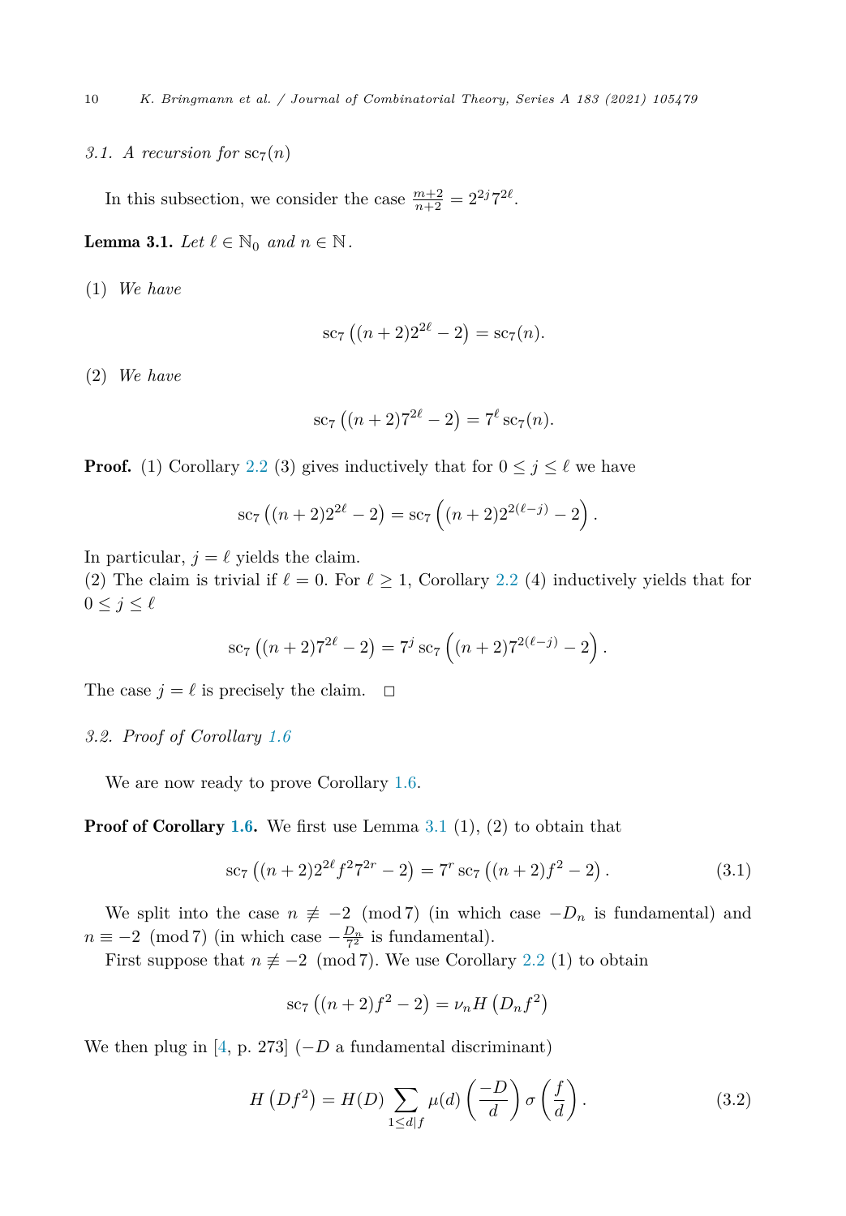### 3.1. A recursion for $\mathrm{sc}_7(n)$

In this subsection, we consider the case $\frac{m+2}{n+2} = 2^{2j}7^{2\ell}$.

**Lemma 3.1.** *Let $\ell \in \mathbb{N}_0$ and $n \in \mathbb{N}$.*

(1) *We have*

$$\mathrm{sc}_7\left((n+2)2^{2\ell} - 2\right) = \mathrm{sc}_7(n).$$

(2) *We have*

$$\mathrm{sc}_7\left((n+2)7^{2\ell} - 2\right) = 7^{\ell}\,\mathrm{sc}_7(n).$$

**Proof.** (1) Corollary 2.2 (3) gives inductively that for $0 \le j \le \ell$ we have

$$\mathrm{sc}_7\left((n+2)2^{2\ell} - 2\right) = \mathrm{sc}_7\left((n+2)2^{2(\ell-j)} - 2\right).$$

In particular, $j = \ell$ yields the claim.
(2) The claim is trivial if $\ell = 0$. For $\ell \ge 1$, Corollary 2.2 (4) inductively yields that for $0 \le j \le \ell$

$$\mathrm{sc}_7\left((n+2)7^{2\ell} - 2\right) = 7^{j}\,\mathrm{sc}_7\left((n+2)7^{2(\ell-j)} - 2\right).$$

The case $j = \ell$ is precisely the claim. $\square$

### 3.2. Proof of Corollary 1.6

We are now ready to prove Corollary 1.6.

**Proof of Corollary 1.6.** We first use Lemma 3.1 (1), (2) to obtain that

$$\mathrm{sc}_7\left((n+2)2^{2\ell}f^2 7^{2r} - 2\right) = 7^{r}\,\mathrm{sc}_7\left((n+2)f^2 - 2\right). \tag{3.1}$$

We split into the case $n \not\equiv -2 \pmod 7$ (in which case $-D_n$ is fundamental) and $n \equiv -2 \pmod 7$ (in which case $-\frac{D_n}{7^2}$ is fundamental).

First suppose that $n \not\equiv -2 \pmod 7$. We use Corollary 2.2 (1) to obtain

$$\mathrm{sc}_7\left((n+2)f^2 - 2\right) = \nu_n H\left(D_n f^2\right)$$

We then plug in [4, p. 273] ($-D$ a fundamental discriminant)

$$H\left(Df^2\right) = H(D)\sum_{1 \le d \mid f} \mu(d)\left(\frac{-D}{d}\right)\sigma\left(\frac{f}{d}\right). \tag{3.2}$$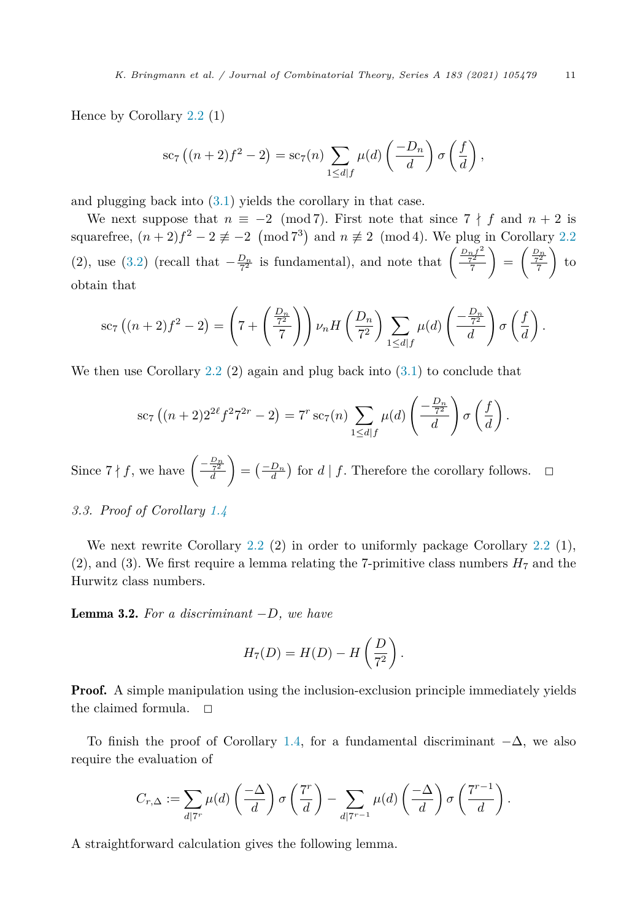Hence by Corollary 2.2 (1)

$$\mathrm{sc}_7\left((n+2)f^2-2\right) = \mathrm{sc}_7(n) \sum_{1\le d\mid f} \mu(d) \left(\frac{-D_n}{d}\right) \sigma\left(\frac{f}{d}\right),$$

and plugging back into (3.1) yields the corollary in that case.

We next suppose that $n \equiv -2 \pmod 7$. First note that since $7 \nmid f$ and $n+2$ is squarefree, $(n+2)f^2 - 2 \not\equiv -2 \pmod{7^3}$ and $n \not\equiv 2 \pmod 4$. We plug in Corollary 2.2 (2), use (3.2) (recall that $-\frac{D_n}{7^2}$ is fundamental), and note that $\left(\frac{\frac{D_n f^2}{7^2}}{7}\right) = \left(\frac{\frac{D_n}{7^2}}{7}\right)$ to obtain that

$$\mathrm{sc}_7\left((n+2)f^2-2\right) = \left(7 + \left(\frac{\frac{D_n}{7^2}}{7}\right)\right) \nu_n H\left(\frac{D_n}{7^2}\right) \sum_{1\le d\mid f} \mu(d) \left(\frac{-\frac{D_n}{7^2}}{d}\right) \sigma\left(\frac{f}{d}\right).$$

We then use Corollary 2.2 (2) again and plug back into (3.1) to conclude that

$$\mathrm{sc}_7\left((n+2)2^{2\ell}f^2 7^{2r}-2\right) = 7^r\, \mathrm{sc}_7(n) \sum_{1\le d\mid f} \mu(d) \left(\frac{-\frac{D_n}{7^2}}{d}\right) \sigma\left(\frac{f}{d}\right).$$

Since $7 \nmid f$, we have $\left(\frac{-\frac{D_n}{7^2}}{d}\right) = \left(\frac{-D_n}{d}\right)$ for $d \mid f$. Therefore the corollary follows. $\square$

### 3.3. *Proof of Corollary 1.4*

We next rewrite Corollary 2.2 (2) in order to uniformly package Corollary 2.2 (1), (2), and (3). We first require a lemma relating the 7-primitive class numbers $H_7$ and the Hurwitz class numbers.

**Lemma 3.2.** *For a discriminant $-D$, we have*

$$H_7(D) = H(D) - H\left(\frac{D}{7^2}\right).$$

**Proof.** A simple manipulation using the inclusion-exclusion principle immediately yields the claimed formula. $\square$

To finish the proof of Corollary 1.4, for a fundamental discriminant $-\Delta$, we also require the evaluation of

$$C_{r,\Delta} := \sum_{d\mid 7^r} \mu(d) \left(\frac{-\Delta}{d}\right) \sigma\left(\frac{7^r}{d}\right) - \sum_{d\mid 7^{r-1}} \mu(d) \left(\frac{-\Delta}{d}\right) \sigma\left(\frac{7^{r-1}}{d}\right).$$

A straightforward calculation gives the following lemma.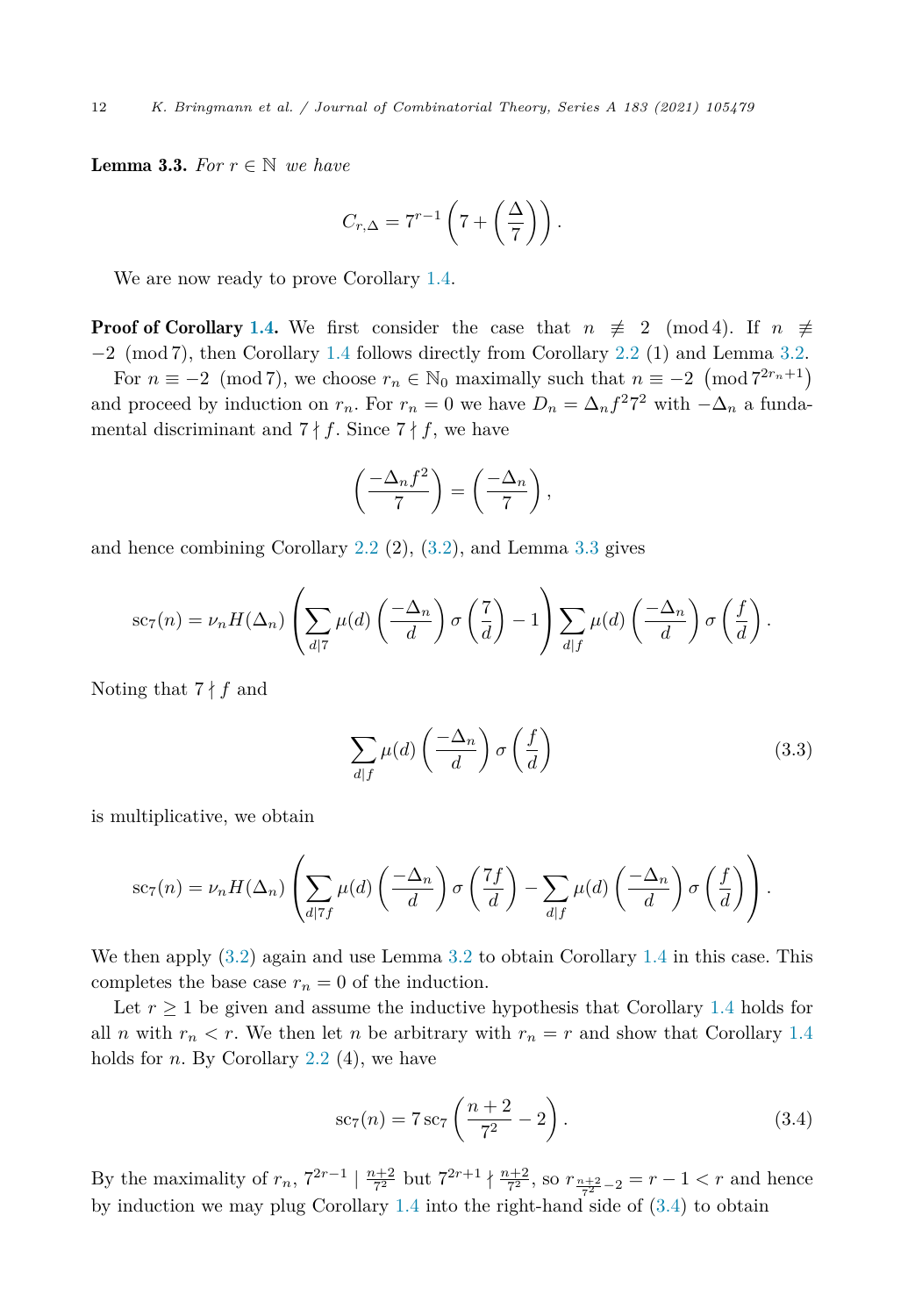**Lemma 3.3.** *For $r \in \mathbb{N}$ we have*

$$C_{r,\Delta} = 7^{r-1}\left(7 + \left(\frac{\Delta}{7}\right)\right).$$

We are now ready to prove Corollary 1.4.

**Proof of Corollary 1.4.** We first consider the case that $n \not\equiv 2 \pmod 4$. If $n \not\equiv -2 \pmod 7$, then Corollary 1.4 follows directly from Corollary 2.2 (1) and Lemma 3.2.

For $n \equiv -2 \pmod 7$, we choose $r_n \in \mathbb{N}_0$ maximally such that $n \equiv -2 \pmod{7^{2r_n+1}}$ and proceed by induction on $r_n$. For $r_n = 0$ we have $D_n = \Delta_n f^2 7^2$ with $-\Delta_n$ a fundamental discriminant and $7 \nmid f$. Since $7 \nmid f$, we have

$$\left(\frac{-\Delta_n f^2}{7}\right) = \left(\frac{-\Delta_n}{7}\right),$$

and hence combining Corollary 2.2 (2), (3.2), and Lemma 3.3 gives

$$\mathrm{sc}_7(n) = \nu_n H(\Delta_n)\left(\sum_{d \mid 7} \mu(d)\left(\frac{-\Delta_n}{d}\right)\sigma\left(\frac{7}{d}\right) - 1\right)\sum_{d \mid f} \mu(d)\left(\frac{-\Delta_n}{d}\right)\sigma\left(\frac{f}{d}\right).$$

Noting that $7 \nmid f$ and

$$\sum_{d \mid f} \mu(d)\left(\frac{-\Delta_n}{d}\right)\sigma\left(\frac{f}{d}\right) \tag{3.3}$$

is multiplicative, we obtain

$$\mathrm{sc}_7(n) = \nu_n H(\Delta_n)\left(\sum_{d \mid 7f} \mu(d)\left(\frac{-\Delta_n}{d}\right)\sigma\left(\frac{7f}{d}\right) - \sum_{d \mid f} \mu(d)\left(\frac{-\Delta_n}{d}\right)\sigma\left(\frac{f}{d}\right)\right).$$

We then apply (3.2) again and use Lemma 3.2 to obtain Corollary 1.4 in this case. This completes the base case $r_n = 0$ of the induction.

Let $r \geq 1$ be given and assume the inductive hypothesis that Corollary 1.4 holds for all $n$ with $r_n < r$. We then let $n$ be arbitrary with $r_n = r$ and show that Corollary 1.4 holds for $n$. By Corollary 2.2 (4), we have

$$\mathrm{sc}_7(n) = 7\,\mathrm{sc}_7\left(\frac{n+2}{7^2} - 2\right). \tag{3.4}$$

By the maximality of $r_n$, $7^{2r-1} \mid \frac{n+2}{7^2}$ but $7^{2r+1} \nmid \frac{n+2}{7^2}$, so $r_{\frac{n+2}{7^2}-2} = r - 1 < r$ and hence by induction we may plug Corollary 1.4 into the right-hand side of (3.4) to obtain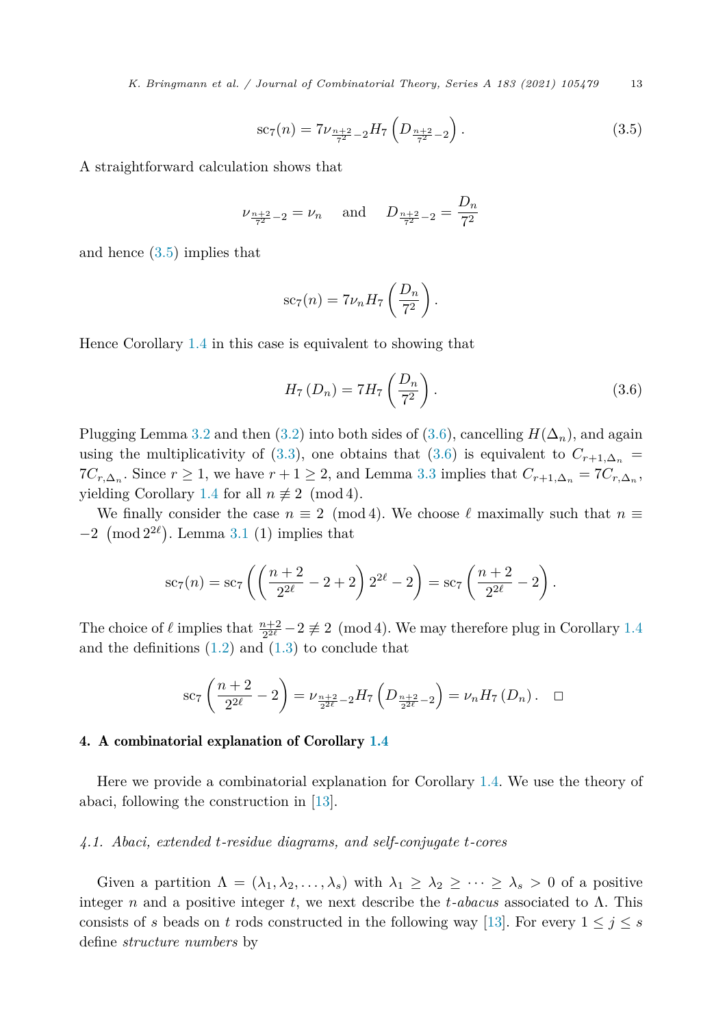$$\mathrm{sc}_7(n) = 7\nu_{\frac{n+2}{7^2}-2} H_7\left(D_{\frac{n+2}{7^2}-2}\right). \tag{3.5}$$

A straightforward calculation shows that

$$\nu_{\frac{n+2}{7^2}-2} = \nu_n \quad \text{ and } \quad D_{\frac{n+2}{7^2}-2} = \frac{D_n}{7^2}$$

and hence (3.5) implies that

$$\mathrm{sc}_7(n) = 7\nu_n H_7\left(\frac{D_n}{7^2}\right).$$

Hence Corollary 1.4 in this case is equivalent to showing that

$$H_7\left(D_n\right) = 7H_7\left(\frac{D_n}{7^2}\right). \tag{3.6}$$

Plugging Lemma 3.2 and then (3.2) into both sides of (3.6), cancelling $H(\Delta_n)$, and again using the multiplicativity of (3.3), one obtains that (3.6) is equivalent to $C_{r+1,\Delta_n} = 7C_{r,\Delta_n}$. Since $r \geq 1$, we have $r+1 \geq 2$, and Lemma 3.3 implies that $C_{r+1,\Delta_n} = 7C_{r,\Delta_n}$, yielding Corollary 1.4 for all $n \not\equiv 2 \pmod 4$.

We finally consider the case $n \equiv 2 \pmod 4$. We choose $\ell$ maximally such that $n \equiv -2 \pmod{2^{2\ell}}$. Lemma 3.1 (1) implies that

$$\mathrm{sc}_7(n) = \mathrm{sc}_7\left(\left(\frac{n+2}{2^{2\ell}} - 2 + 2\right)2^{2\ell} - 2\right) = \mathrm{sc}_7\left(\frac{n+2}{2^{2\ell}} - 2\right).$$

The choice of $\ell$ implies that $\frac{n+2}{2^{2\ell}} - 2 \not\equiv 2 \pmod 4$. We may therefore plug in Corollary 1.4 and the definitions (1.2) and (1.3) to conclude that

$$\mathrm{sc}_7\left(\frac{n+2}{2^{2\ell}} - 2\right) = \nu_{\frac{n+2}{2^{2\ell}}-2} H_7\left(D_{\frac{n+2}{2^{2\ell}}-2}\right) = \nu_n H_7\left(D_n\right). \quad \square$$

## 4. A combinatorial explanation of Corollary 1.4

Here we provide a combinatorial explanation for Corollary 1.4. We use the theory of abaci, following the construction in [13].

### *4.1. Abaci, extended t-residue diagrams, and self-conjugate t-cores*

Given a partition $\Lambda = (\lambda_1, \lambda_2, \ldots, \lambda_s)$ with $\lambda_1 \geq \lambda_2 \geq \cdots \geq \lambda_s > 0$ of a positive integer $n$ and a positive integer $t$, we next describe the *t-abacus* associated to $\Lambda$. This consists of $s$ beads on $t$ rods constructed in the following way [13]. For every $1 \leq j \leq s$ define *structure numbers* by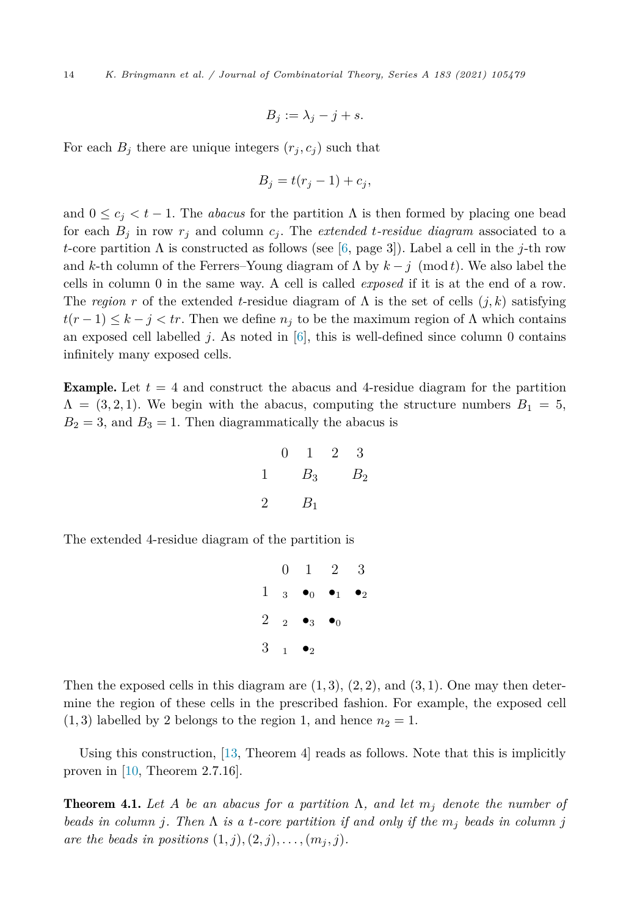$$B_j := \lambda_j - j + s.$$

For each $B_j$ there are unique integers $(r_j, c_j)$ such that

$$B_j = t(r_j - 1) + c_j,$$

and $0 \leq c_j < t - 1$. The *abacus* for the partition $\Lambda$ is then formed by placing one bead for each $B_j$ in row $r_j$ and column $c_j$. The *extended t-residue diagram* associated to a $t$-core partition $\Lambda$ is constructed as follows (see [6, page 3]). Label a cell in the $j$-th row and $k$-th column of the Ferrers–Young diagram of $\Lambda$ by $k - j \pmod t$. We also label the cells in column 0 in the same way. A cell is called *exposed* if it is at the end of a row. The *region* $r$ of the extended $t$-residue diagram of $\Lambda$ is the set of cells $(j, k)$ satisfying $t(r-1) \leq k - j < tr$. Then we define $n_j$ to be the maximum region of $\Lambda$ which contains an exposed cell labelled $j$. As noted in [6], this is well-defined since column 0 contains infinitely many exposed cells.

**Example.** Let $t = 4$ and construct the abacus and 4-residue diagram for the partition $\Lambda = (3, 2, 1)$. We begin with the abacus, computing the structure numbers $B_1 = 5$, $B_2 = 3$, and $B_3 = 1$. Then diagrammatically the abacus is

|   | 0 | 1 | 2 | 3 |
|---|---|---|---|---|
| 1 |   | $B_3$ |   | $B_2$ |
| 2 |   | $B_1$ |   |   |

The extended 4-residue diagram of the partition is

|   | 0 | 1 | 2 | 3 |
|---|---|---|---|---|
| 1 | $_3$ | $\bullet_0$ | $\bullet_1$ | $\bullet_2$ |
| 2 | $_2$ | $\bullet_3$ | $\bullet_0$ |   |
| 3 | $_1$ | $\bullet_2$ |   |   |

Then the exposed cells in this diagram are $(1, 3)$, $(2, 2)$, and $(3, 1)$. One may then determine the region of these cells in the prescribed fashion. For example, the exposed cell $(1, 3)$ labelled by 2 belongs to the region 1, and hence $n_2 = 1$.

Using this construction, [13, Theorem 4] reads as follows. Note that this is implicitly proven in [10, Theorem 2.7.16].

**Theorem 4.1.** *Let $A$ be an abacus for a partition $\Lambda$, and let $m_j$ denote the number of beads in column $j$. Then $\Lambda$ is a $t$-core partition if and only if the $m_j$ beads in column $j$ are the beads in positions $(1, j), (2, j), \ldots, (m_j, j)$.*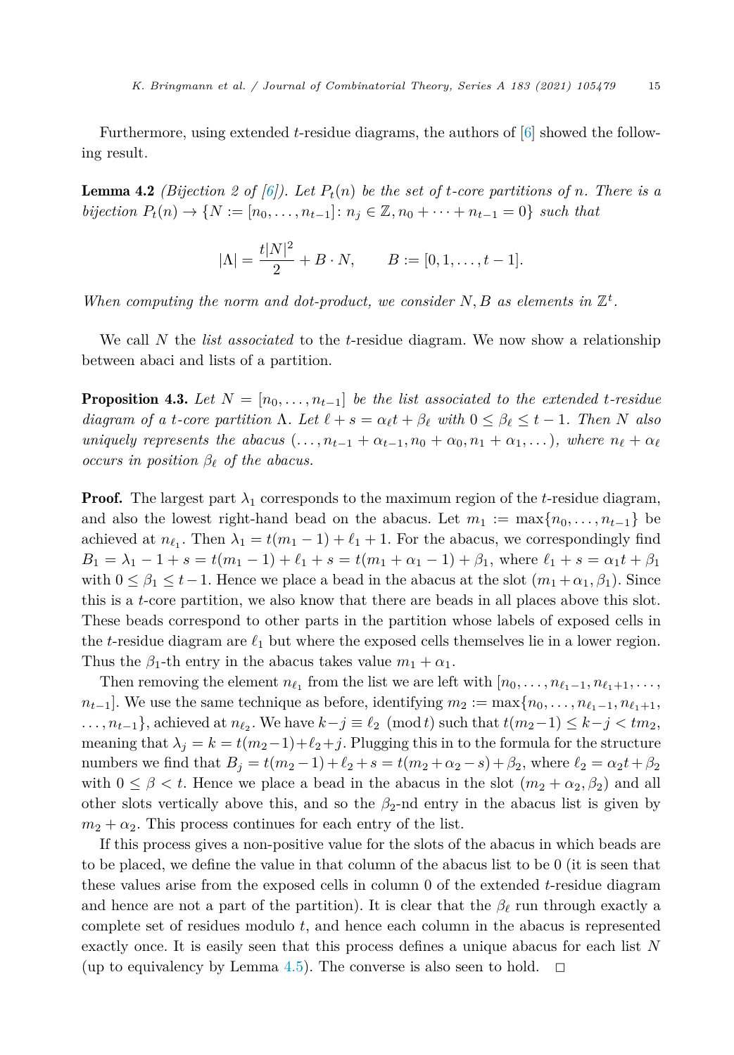Furthermore, using extended $t$-residue diagrams, the authors of [6] showed the following result.

**Lemma 4.2** *(Bijection 2 of [6]). Let $P_t(n)$ be the set of $t$-core partitions of $n$. There is a bijection $P_t(n) \to \{N := [n_0, \dots, n_{t-1}] \colon n_j \in \mathbb{Z}, n_0 + \cdots + n_{t-1} = 0\}$ such that*

$$|\Lambda| = \frac{t|N|^2}{2} + B \cdot N, \qquad B := [0, 1, \dots, t-1].$$

*When computing the norm and dot-product, we consider $N, B$ as elements in $\mathbb{Z}^t$.*

We call $N$ the *list associated* to the $t$-residue diagram. We now show a relationship between abaci and lists of a partition.

**Proposition 4.3.** *Let $N = [n_0, \dots, n_{t-1}]$ be the list associated to the extended $t$-residue diagram of a $t$-core partition $\Lambda$. Let $\ell + s = \alpha_\ell t + \beta_\ell$ with $0 \leq \beta_\ell \leq t-1$. Then $N$ also uniquely represents the abacus $(\dots, n_{t-1} + \alpha_{t-1}, n_0 + \alpha_0, n_1 + \alpha_1, \dots)$, where $n_\ell + \alpha_\ell$ occurs in position $\beta_\ell$ of the abacus.*

**Proof.** The largest part $\lambda_1$ corresponds to the maximum region of the $t$-residue diagram, and also the lowest right-hand bead on the abacus. Let $m_1 := \max\{n_0, \dots, n_{t-1}\}$ be achieved at $n_{\ell_1}$. Then $\lambda_1 = t(m_1 - 1) + \ell_1 + 1$. For the abacus, we correspondingly find $B_1 = \lambda_1 - 1 + s = t(m_1 - 1) + \ell_1 + s = t(m_1 + \alpha_1 - 1) + \beta_1$, where $\ell_1 + s = \alpha_1 t + \beta_1$ with $0 \leq \beta_1 \leq t-1$. Hence we place a bead in the abacus at the slot $(m_1 + \alpha_1, \beta_1)$. Since this is a $t$-core partition, we also know that there are beads in all places above this slot. These beads correspond to other parts in the partition whose labels of exposed cells in the $t$-residue diagram are $\ell_1$ but where the exposed cells themselves lie in a lower region. Thus the $\beta_1$-th entry in the abacus takes value $m_1 + \alpha_1$.

Then removing the element $n_{\ell_1}$ from the list we are left with $[n_0, \dots, n_{\ell_1 - 1}, n_{\ell_1 + 1}, \dots, n_{t-1}]$. We use the same technique as before, identifying $m_2 := \max\{n_0, \dots, n_{\ell_1 - 1}, n_{\ell_1 + 1}, \dots, n_{t-1}\}$, achieved at $n_{\ell_2}$. We have $k - j \equiv \ell_2 \pmod{t}$ such that $t(m_2 - 1) \leq k - j < tm_2$, meaning that $\lambda_j = k = t(m_2 - 1) + \ell_2 + j$. Plugging this in to the formula for the structure numbers we find that $B_j = t(m_2 - 1) + \ell_2 + s = t(m_2 + \alpha_2 - s) + \beta_2$, where $\ell_2 = \alpha_2 t + \beta_2$ with $0 \leq \beta < t$. Hence we place a bead in the abacus in the slot $(m_2 + \alpha_2, \beta_2)$ and all other slots vertically above this, and so the $\beta_2$-nd entry in the abacus list is given by $m_2 + \alpha_2$. This process continues for each entry of the list.

If this process gives a non-positive value for the slots of the abacus in which beads are to be placed, we define the value in that column of the abacus list to be 0 (it is seen that these values arise from the exposed cells in column 0 of the extended $t$-residue diagram and hence are not a part of the partition). It is clear that the $\beta_\ell$ run through exactly a complete set of residues modulo $t$, and hence each column in the abacus is represented exactly once. It is easily seen that this process defines a unique abacus for each list $N$ (up to equivalency by Lemma 4.5). The converse is also seen to hold. $\square$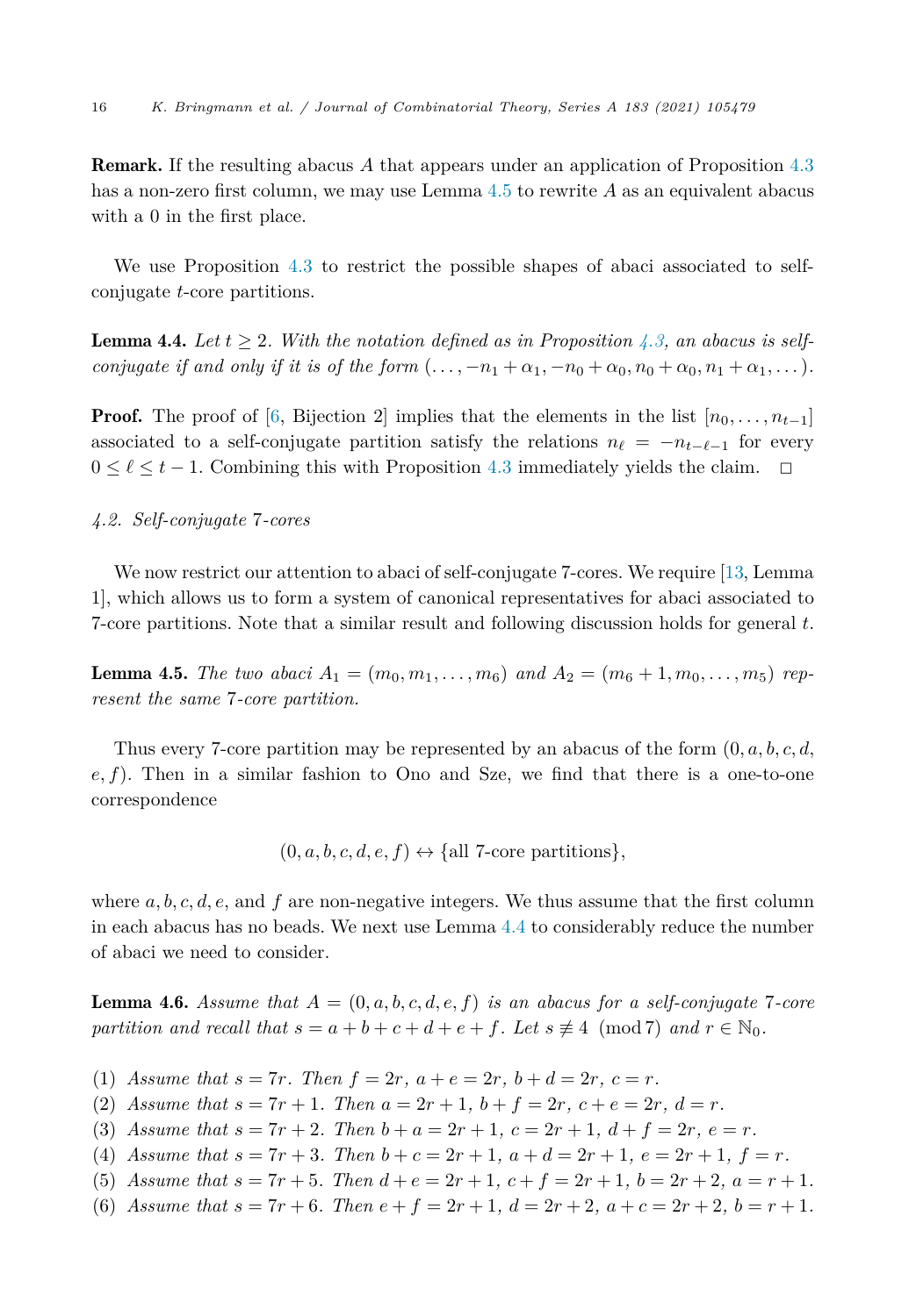**Remark.** If the resulting abacus $A$ that appears under an application of Proposition 4.3 has a non-zero first column, we may use Lemma 4.5 to rewrite $A$ as an equivalent abacus with a 0 in the first place.

We use Proposition 4.3 to restrict the possible shapes of abaci associated to self-conjugate $t$-core partitions.

**Lemma 4.4.** *Let $t \geq 2$. With the notation defined as in Proposition 4.3, an abacus is self-conjugate if and only if it is of the form $(\ldots, -n_1 + \alpha_1, -n_0 + \alpha_0, n_0 + \alpha_0, n_1 + \alpha_1, \ldots)$.*

**Proof.** The proof of [6, Bijection 2] implies that the elements in the list $[n_0, \ldots, n_{t-1}]$ associated to a self-conjugate partition satisfy the relations $n_\ell = -n_{t-\ell-1}$ for every $0 \leq \ell \leq t-1$. Combining this with Proposition 4.3 immediately yields the claim. $\square$

*4.2. Self-conjugate 7-cores*

We now restrict our attention to abaci of self-conjugate 7-cores. We require [13, Lemma 1], which allows us to form a system of canonical representatives for abaci associated to 7-core partitions. Note that a similar result and following discussion holds for general $t$.

**Lemma 4.5.** *The two abaci $A_1 = (m_0, m_1, \ldots, m_6)$ and $A_2 = (m_6 + 1, m_0, \ldots, m_5)$ represent the same 7-core partition.*

Thus every 7-core partition may be represented by an abacus of the form $(0, a, b, c, d, e, f)$. Then in a similar fashion to Ono and Sze, we find that there is a one-to-one correspondence

$$(0, a, b, c, d, e, f) \leftrightarrow \{\text{all 7-core partitions}\},$$

where $a, b, c, d, e$, and $f$ are non-negative integers. We thus assume that the first column in each abacus has no beads. We next use Lemma 4.4 to considerably reduce the number of abaci we need to consider.

**Lemma 4.6.** *Assume that $A = (0, a, b, c, d, e, f)$ is an abacus for a self-conjugate 7-core partition and recall that $s = a + b + c + d + e + f$. Let $s \not\equiv 4 \pmod 7$ and $r \in \mathbb{N}_0$.*

1. *Assume that $s = 7r$. Then $f = 2r$, $a + e = 2r$, $b + d = 2r$, $c = r$.*
2. *Assume that $s = 7r + 1$. Then $a = 2r + 1$, $b + f = 2r$, $c + e = 2r$, $d = r$.*
3. *Assume that $s = 7r + 2$. Then $b + a = 2r + 1$, $c = 2r + 1$, $d + f = 2r$, $e = r$.*
4. *Assume that $s = 7r + 3$. Then $b + c = 2r + 1$, $a + d = 2r + 1$, $e = 2r + 1$, $f = r$.*
5. *Assume that $s = 7r + 5$. Then $d + e = 2r + 1$, $c + f = 2r + 1$, $b = 2r + 2$, $a = r + 1$.*
6. *Assume that $s = 7r + 6$. Then $e + f = 2r + 1$, $d = 2r + 2$, $a + c = 2r + 2$, $b = r + 1$.*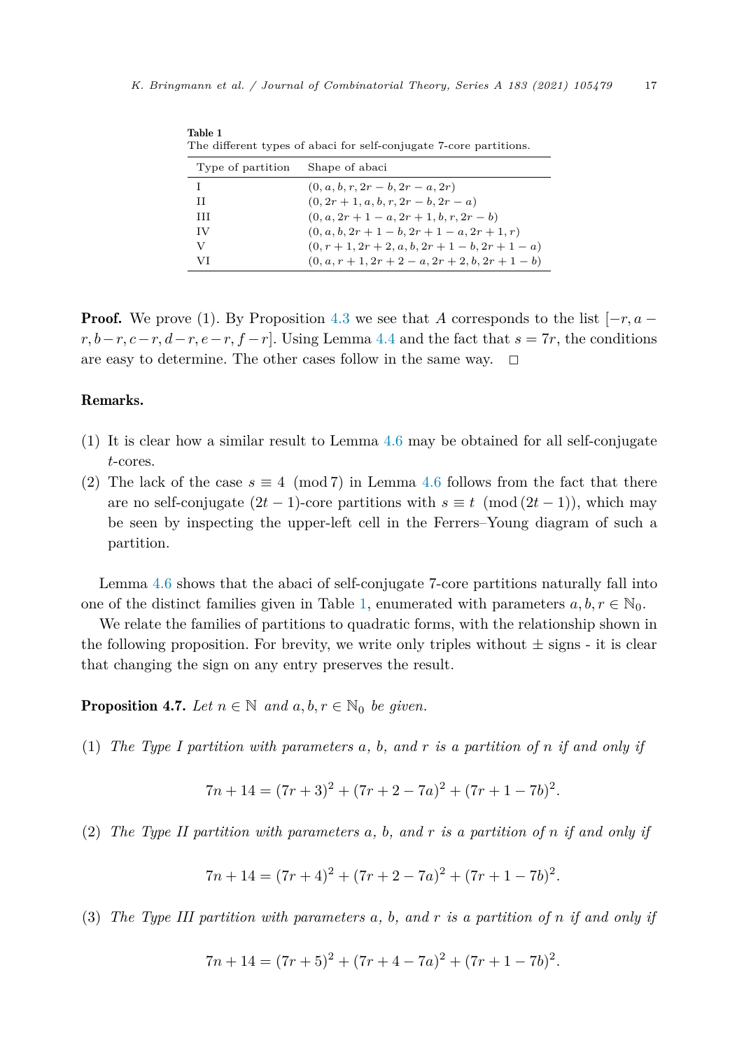**Table 1**
The different types of abaci for self-conjugate 7-core partitions.

| Type of partition | Shape of abaci |
|---|---|
| I | $(0, a, b, r, 2r-b, 2r-a, 2r)$ |
| II | $(0, 2r+1, a, b, r, 2r-b, 2r-a)$ |
| III | $(0, a, 2r+1-a, 2r+1, b, r, 2r-b)$ |
| IV | $(0, a, b, 2r+1-b, 2r+1-a, 2r+1, r)$ |
| V | $(0, r+1, 2r+2, a, b, 2r+1-b, 2r+1-a)$ |
| VI | $(0, a, r+1, 2r+2-a, 2r+2, b, 2r+1-b)$ |

**Proof.** We prove (1). By Proposition 4.3 we see that $A$ corresponds to the list $[-r, a-r, b-r, c-r, d-r, e-r, f-r]$. Using Lemma 4.4 and the fact that $s = 7r$, the conditions are easy to determine. The other cases follow in the same way. $\square$

**Remarks.**

(1) It is clear how a similar result to Lemma 4.6 may be obtained for all self-conjugate $t$-cores.

(2) The lack of the case $s \equiv 4 \pmod 7$ in Lemma 4.6 follows from the fact that there are no self-conjugate $(2t-1)$-core partitions with $s \equiv t \pmod{(2t-1)}$, which may be seen by inspecting the upper-left cell in the Ferrers–Young diagram of such a partition.

Lemma 4.6 shows that the abaci of self-conjugate 7-core partitions naturally fall into one of the distinct families given in Table 1, enumerated with parameters $a, b, r \in \mathbb{N}_0$.

We relate the families of partitions to quadratic forms, with the relationship shown in the following proposition. For brevity, we write only triples without $\pm$ signs - it is clear that changing the sign on any entry preserves the result.

**Proposition 4.7.** *Let $n \in \mathbb{N}$ and $a, b, r \in \mathbb{N}_0$ be given.*

(1) *The Type I partition with parameters $a$, $b$, and $r$ is a partition of $n$ if and only if*

$$7n + 14 = (7r+3)^2 + (7r+2-7a)^2 + (7r+1-7b)^2.$$

(2) *The Type II partition with parameters $a$, $b$, and $r$ is a partition of $n$ if and only if*

$$7n + 14 = (7r+4)^2 + (7r+2-7a)^2 + (7r+1-7b)^2.$$

(3) *The Type III partition with parameters $a$, $b$, and $r$ is a partition of $n$ if and only if*

$$7n + 14 = (7r+5)^2 + (7r+4-7a)^2 + (7r+1-7b)^2.$$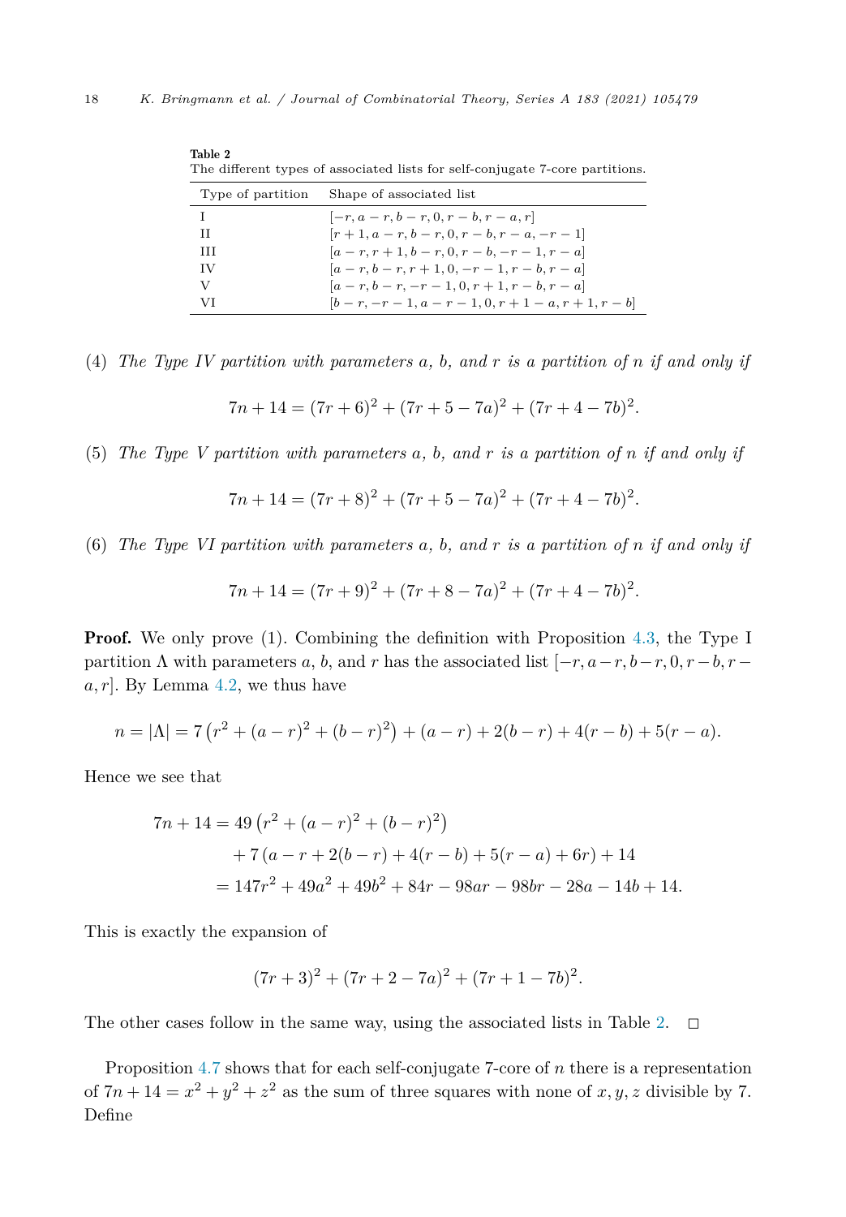**Table 2**
The different types of associated lists for self-conjugate 7-core partitions.

| Type of partition | Shape of associated list |
|---|---|
| I | $[-r, a-r, b-r, 0, r-b, r-a, r]$ |
| II | $[r+1, a-r, b-r, 0, r-b, r-a, -r-1]$ |
| III | $[a-r, r+1, b-r, 0, r-b, -r-1, r-a]$ |
| IV | $[a-r, b-r, r+1, 0, -r-1, r-b, r-a]$ |
| V | $[a-r, b-r, -r-1, 0, r+1, r-b, r-a]$ |
| VI | $[b-r, -r-1, a-r-1, 0, r+1-a, r+1, r-b]$ |

(4) *The Type IV partition with parameters $a$, $b$, and $r$ is a partition of $n$ if and only if*

$$7n + 14 = (7r+6)^2 + (7r+5-7a)^2 + (7r+4-7b)^2.$$

(5) *The Type V partition with parameters $a$, $b$, and $r$ is a partition of $n$ if and only if*

$$7n + 14 = (7r+8)^2 + (7r+5-7a)^2 + (7r+4-7b)^2.$$

(6) *The Type VI partition with parameters $a$, $b$, and $r$ is a partition of $n$ if and only if*

$$7n + 14 = (7r+9)^2 + (7r+8-7a)^2 + (7r+4-7b)^2.$$

**Proof.** We only prove (1). Combining the definition with Proposition 4.3, the Type I partition $\Lambda$ with parameters $a$, $b$, and $r$ has the associated list $[-r, a-r, b-r, 0, r-b, r-a, r]$. By Lemma 4.2, we thus have

$$n = |\Lambda| = 7\left(r^2 + (a-r)^2 + (b-r)^2\right) + (a-r) + 2(b-r) + 4(r-b) + 5(r-a).$$

Hence we see that

$$\begin{aligned} 7n + 14 &= 49\left(r^2 + (a-r)^2 + (b-r)^2\right) \\ &\quad + 7\left(a - r + 2(b-r) + 4(r-b) + 5(r-a) + 6r\right) + 14 \\ &= 147r^2 + 49a^2 + 49b^2 + 84r - 98ar - 98br - 28a - 14b + 14. \end{aligned}$$

This is exactly the expansion of

$$(7r+3)^2 + (7r+2-7a)^2 + (7r+1-7b)^2.$$

The other cases follow in the same way, using the associated lists in Table 2. $\square$

Proposition 4.7 shows that for each self-conjugate 7-core of $n$ there is a representation of $7n + 14 = x^2 + y^2 + z^2$ as the sum of three squares with none of $x, y, z$ divisible by 7. Define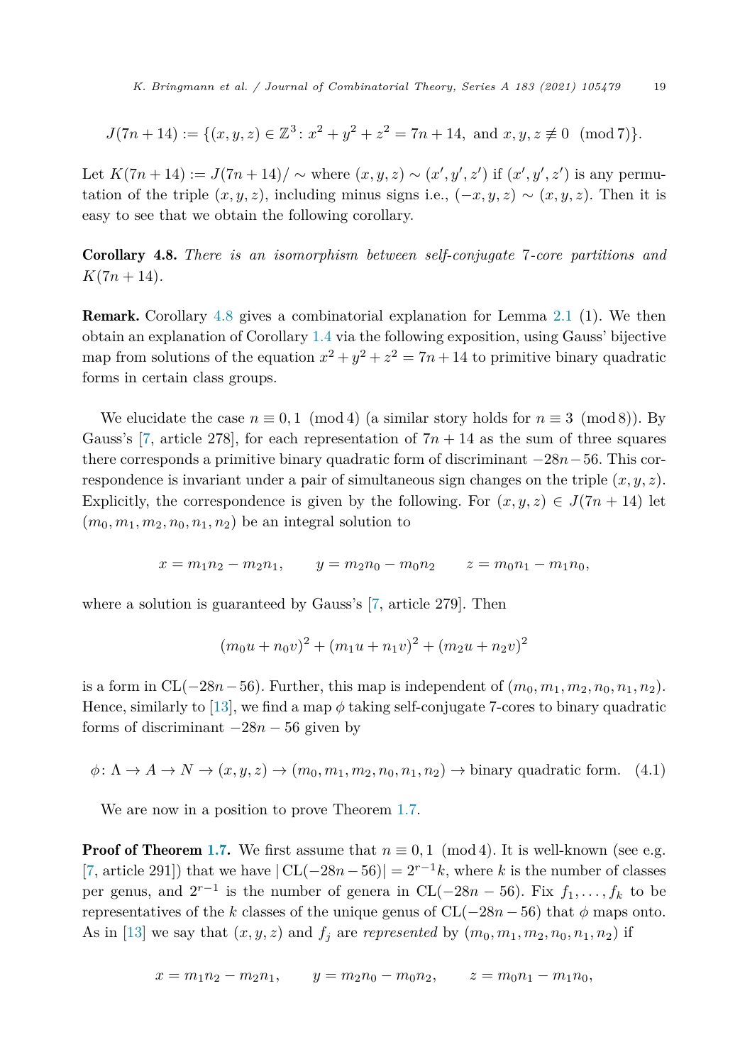$$J(7n+14) := \{(x,y,z) \in \mathbb{Z}^3 \colon x^2+y^2+z^2 = 7n+14, \text{ and } x,y,z \not\equiv 0 \pmod 7\}.$$

Let $K(7n+14) := J(7n+14)/\sim$ where $(x,y,z) \sim (x',y',z')$ if $(x',y',z')$ is any permutation of the triple $(x,y,z)$, including minus signs i.e., $(-x,y,z) \sim (x,y,z)$. Then it is easy to see that we obtain the following corollary.

**Corollary 4.8.** *There is an isomorphism between self-conjugate* 7*-core partitions and* $K(7n+14)$*.*

**Remark.** Corollary 4.8 gives a combinatorial explanation for Lemma 2.1 (1). We then obtain an explanation of Corollary 1.4 via the following exposition, using Gauss' bijective map from solutions of the equation $x^2+y^2+z^2 = 7n+14$ to primitive binary quadratic forms in certain class groups.

We elucidate the case $n \equiv 0, 1 \pmod 4$ (a similar story holds for $n \equiv 3 \pmod 8$). By Gauss's [7, article 278], for each representation of $7n+14$ as the sum of three squares there corresponds a primitive binary quadratic form of discriminant $-28n-56$. This correspondence is invariant under a pair of simultaneous sign changes on the triple $(x,y,z)$. Explicitly, the correspondence is given by the following. For $(x,y,z) \in J(7n+14)$ let $(m_0, m_1, m_2, n_0, n_1, n_2)$ be an integral solution to

$$x = m_1 n_2 - m_2 n_1, \qquad y = m_2 n_0 - m_0 n_2 \qquad z = m_0 n_1 - m_1 n_0,$$

where a solution is guaranteed by Gauss's [7, article 279]. Then

$$(m_0 u + n_0 v)^2 + (m_1 u + n_1 v)^2 + (m_2 u + n_2 v)^2$$

is a form in $\mathrm{CL}(-28n-56)$. Further, this map is independent of $(m_0, m_1, m_2, n_0, n_1, n_2)$. Hence, similarly to [13], we find a map $\phi$ taking self-conjugate 7-cores to binary quadratic forms of discriminant $-28n-56$ given by

$$\phi \colon \Lambda \to A \to N \to (x,y,z) \to (m_0, m_1, m_2, n_0, n_1, n_2) \to \text{binary quadratic form.} \tag{4.1}$$

We are now in a position to prove Theorem 1.7.

**Proof of Theorem 1.7.** We first assume that $n \equiv 0, 1 \pmod 4$. It is well-known (see e.g. [7, article 291]) that we have $|\,\mathrm{CL}(-28n-56)| = 2^{r-1}k$, where $k$ is the number of classes per genus, and $2^{r-1}$ is the number of genera in $\mathrm{CL}(-28n-56)$. Fix $f_1, \ldots, f_k$ to be representatives of the $k$ classes of the unique genus of $\mathrm{CL}(-28n-56)$ that $\phi$ maps onto. As in [13] we say that $(x,y,z)$ and $f_j$ are *represented* by $(m_0, m_1, m_2, n_0, n_1, n_2)$ if

$$x = m_1 n_2 - m_2 n_1, \qquad y = m_2 n_0 - m_0 n_2, \qquad z = m_0 n_1 - m_1 n_0,$$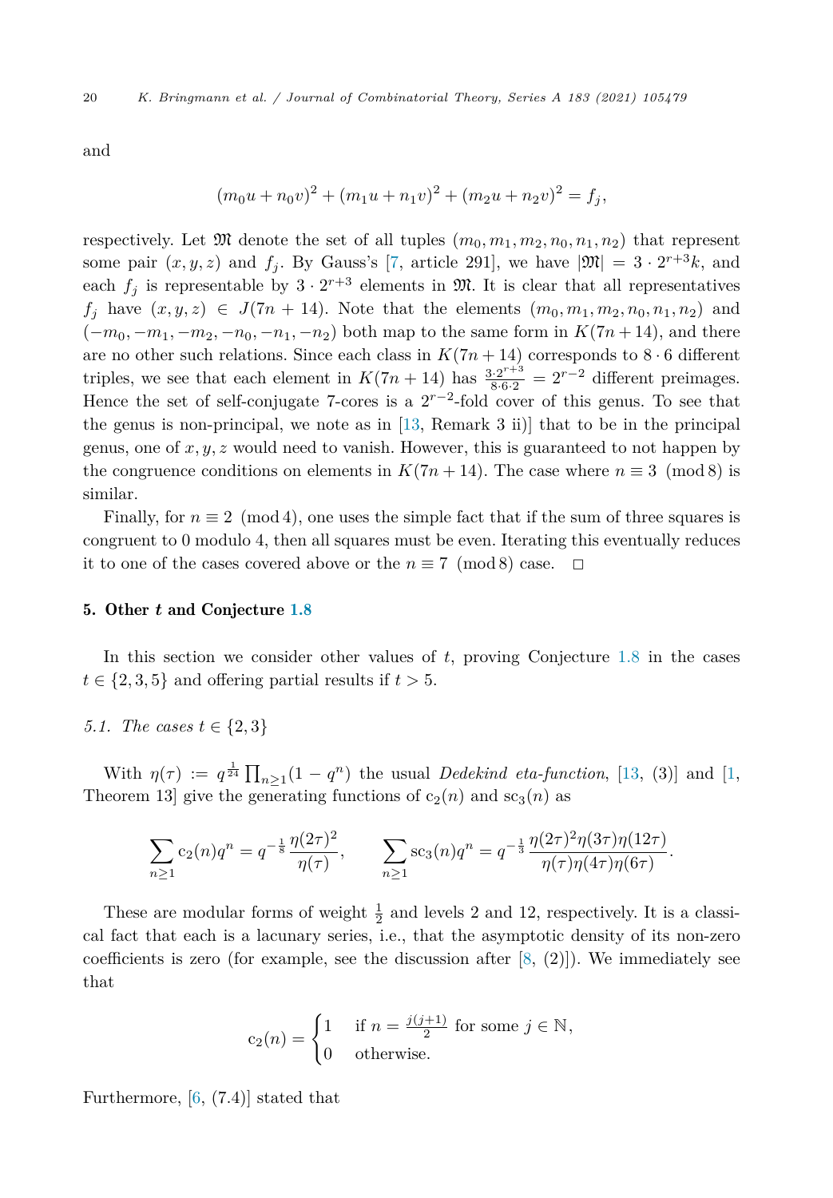and

$$(m_0u + n_0v)^2 + (m_1u + n_1v)^2 + (m_2u + n_2v)^2 = f_j,$$

respectively. Let $\mathfrak{M}$ denote the set of all tuples $(m_0, m_1, m_2, n_0, n_1, n_2)$ that represent some pair $(x, y, z)$ and $f_j$. By Gauss's [7, article 291], we have $|\mathfrak{M}| = 3 \cdot 2^{r+3}k$, and each $f_j$ is representable by $3 \cdot 2^{r+3}$ elements in $\mathfrak{M}$. It is clear that all representatives $f_j$ have $(x, y, z) \in J(7n + 14)$. Note that the elements $(m_0, m_1, m_2, n_0, n_1, n_2)$ and $(-m_0, -m_1, -m_2, -n_0, -n_1, -n_2)$ both map to the same form in $K(7n+14)$, and there are no other such relations. Since each class in $K(7n + 14)$ corresponds to $8 \cdot 6$ different triples, we see that each element in $K(7n + 14)$ has $\frac{3 \cdot 2^{r+3}}{8 \cdot 6 \cdot 2} = 2^{r-2}$ different preimages. Hence the set of self-conjugate 7-cores is a $2^{r-2}$-fold cover of this genus. To see that the genus is non-principal, we note as in [13, Remark 3 ii)] that to be in the principal genus, one of $x, y, z$ would need to vanish. However, this is guaranteed to not happen by the congruence conditions on elements in $K(7n + 14)$. The case where $n \equiv 3 \pmod 8$ is similar.

Finally, for $n \equiv 2 \pmod 4$, one uses the simple fact that if the sum of three squares is congruent to 0 modulo 4, then all squares must be even. Iterating this eventually reduces it to one of the cases covered above or the $n \equiv 7 \pmod 8$ case. $\square$

## 5. Other $t$ and Conjecture 1.8

In this section we consider other values of $t$, proving Conjecture 1.8 in the cases $t \in \{2, 3, 5\}$ and offering partial results if $t > 5$.

### 5.1. The cases $t \in \{2, 3\}$

With $\eta(\tau) := q^{\frac{1}{24}} \prod_{n \geq 1}(1 - q^n)$ the usual *Dedekind eta-function*, [13, (3)] and [1, Theorem 13] give the generating functions of $\mathrm{c}_2(n)$ and $\mathrm{sc}_3(n)$ as

$$\sum_{n \geq 1} \mathrm{c}_2(n)q^n = q^{-\frac{1}{8}} \frac{\eta(2\tau)^2}{\eta(\tau)}, \qquad \sum_{n \geq 1} \mathrm{sc}_3(n)q^n = q^{-\frac{1}{3}} \frac{\eta(2\tau)^2\eta(3\tau)\eta(12\tau)}{\eta(\tau)\eta(4\tau)\eta(6\tau)}.$$

These are modular forms of weight $\frac{1}{2}$ and levels 2 and 12, respectively. It is a classical fact that each is a lacunary series, i.e., that the asymptotic density of its non-zero coefficients is zero (for example, see the discussion after [8, (2)]). We immediately see that

$$\mathrm{c}_2(n) = \begin{cases} 1 & \text{if } n = \frac{j(j+1)}{2} \text{ for some } j \in \mathbb{N}, \\ 0 & \text{otherwise.} \end{cases}$$

Furthermore, [6, (7.4)] stated that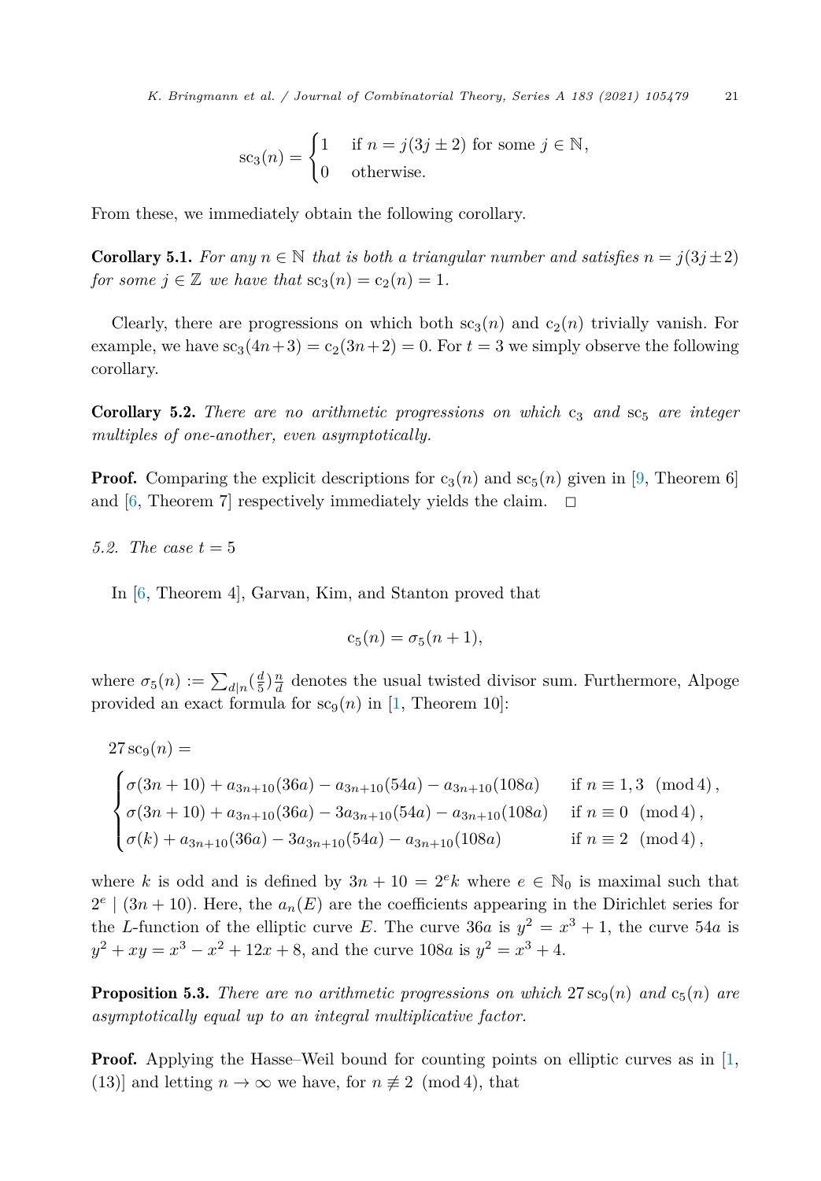$$\mathrm{sc}_3(n) = \begin{cases} 1 & \text{if } n = j(3j \pm 2) \text{ for some } j \in \mathbb{N}, \\ 0 & \text{otherwise.} \end{cases}$$

From these, we immediately obtain the following corollary.

**Corollary 5.1.** *For any $n \in \mathbb{N}$ that is both a triangular number and satisfies $n = j(3j \pm 2)$ for some $j \in \mathbb{Z}$ we have that $\mathrm{sc}_3(n) = \mathrm{c}_2(n) = 1$.*

Clearly, there are progressions on which both $\mathrm{sc}_3(n)$ and $\mathrm{c}_2(n)$ trivially vanish. For example, we have $\mathrm{sc}_3(4n+3) = \mathrm{c}_2(3n+2) = 0$. For $t = 3$ we simply observe the following corollary.

**Corollary 5.2.** *There are no arithmetic progressions on which $\mathrm{c}_3$ and $\mathrm{sc}_5$ are integer multiples of one-another, even asymptotically.*

**Proof.** Comparing the explicit descriptions for $\mathrm{c}_3(n)$ and $\mathrm{sc}_5(n)$ given in [9, Theorem 6] and [6, Theorem 7] respectively immediately yields the claim. $\square$

*5.2. The case $t = 5$*

In [6, Theorem 4], Garvan, Kim, and Stanton proved that

$$\mathrm{c}_5(n) = \sigma_5(n+1),$$

where $\sigma_5(n) := \sum_{d|n} \left(\frac{d}{5}\right) \frac{n}{d}$ denotes the usual twisted divisor sum. Furthermore, Alpoge provided an exact formula for $\mathrm{sc}_9(n)$ in [1, Theorem 10]:

$$27\,\mathrm{sc}_9(n) =$$

$$\begin{cases} \sigma(3n+10) + a_{3n+10}(36a) - a_{3n+10}(54a) - a_{3n+10}(108a) & \text{if } n \equiv 1, 3 \pmod 4, \\ \sigma(3n+10) + a_{3n+10}(36a) - 3a_{3n+10}(54a) - a_{3n+10}(108a) & \text{if } n \equiv 0 \pmod 4, \\ \sigma(k) + a_{3n+10}(36a) - 3a_{3n+10}(54a) - a_{3n+10}(108a) & \text{if } n \equiv 2 \pmod 4, \end{cases}$$

where $k$ is odd and is defined by $3n + 10 = 2^e k$ where $e \in \mathbb{N}_0$ is maximal such that $2^e \mid (3n+10)$. Here, the $a_n(E)$ are the coefficients appearing in the Dirichlet series for the $L$-function of the elliptic curve $E$. The curve $36a$ is $y^2 = x^3 + 1$, the curve $54a$ is $y^2 + xy = x^3 - x^2 + 12x + 8$, and the curve $108a$ is $y^2 = x^3 + 4$.

**Proposition 5.3.** *There are no arithmetic progressions on which $27\,\mathrm{sc}_9(n)$ and $\mathrm{c}_5(n)$ are asymptotically equal up to an integral multiplicative factor.*

**Proof.** Applying the Hasse–Weil bound for counting points on elliptic curves as in [1, (13)] and letting $n \to \infty$ we have, for $n \not\equiv 2 \pmod 4$, that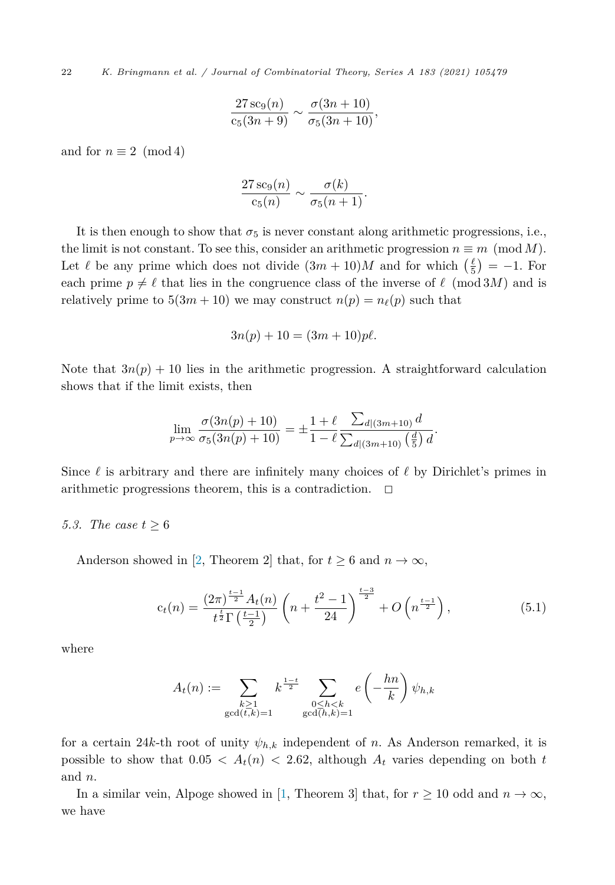$$\frac{27\,\mathrm{sc}_9(n)}{\mathrm{c}_5(3n+9)} \sim \frac{\sigma(3n+10)}{\sigma_5(3n+10)},$$

and for $n \equiv 2 \pmod 4$

$$\frac{27\,\mathrm{sc}_9(n)}{\mathrm{c}_5(n)} \sim \frac{\sigma(k)}{\sigma_5(n+1)}.$$

It is then enough to show that $\sigma_5$ is never constant along arithmetic progressions, i.e., the limit is not constant. To see this, consider an arithmetic progression $n \equiv m \pmod M$. Let $\ell$ be any prime which does not divide $(3m+10)M$ and for which $\left(\frac{\ell}{5}\right) = -1$. For each prime $p \neq \ell$ that lies in the congruence class of the inverse of $\ell \pmod{3M}$ and is relatively prime to $5(3m+10)$ we may construct $n(p) = n_\ell(p)$ such that

$$3n(p) + 10 = (3m+10)p\ell.$$

Note that $3n(p)+10$ lies in the arithmetic progression. A straightforward calculation shows that if the limit exists, then

$$\lim_{p\to\infty} \frac{\sigma(3n(p)+10)}{\sigma_5(3n(p)+10)} = \pm\frac{1+\ell}{1-\ell}\frac{\sum_{d|(3m+10)} d}{\sum_{d|(3m+10)}\left(\frac{d}{5}\right) d}.$$

Since $\ell$ is arbitrary and there are infinitely many choices of $\ell$ by Dirichlet's primes in arithmetic progressions theorem, this is a contradiction. $\square$

### 5.3. *The case $t \geq 6$*

Anderson showed in [2, Theorem 2] that, for $t \geq 6$ and $n \to \infty$,

$$\mathrm{c}_t(n) = \frac{(2\pi)^{\frac{t-1}{2}} A_t(n)}{t^{\frac{t}{2}}\Gamma\left(\frac{t-1}{2}\right)}\left(n + \frac{t^2-1}{24}\right)^{\frac{t-3}{2}} + O\left(n^{\frac{t-1}{2}}\right), \tag{5.1}$$

where

$$A_t(n) := \sum_{\substack{k\geq 1\\ \gcd(t,k)=1}} k^{\frac{1-t}{2}} \sum_{\substack{0\leq h<k\\ \gcd(h,k)=1}} e\left(-\frac{hn}{k}\right)\psi_{h,k}$$

for a certain $24k$-th root of unity $\psi_{h,k}$ independent of $n$. As Anderson remarked, it is possible to show that $0.05 < A_t(n) < 2.62$, although $A_t$ varies depending on both $t$ and $n$.

In a similar vein, Alpoge showed in [1, Theorem 3] that, for $r \geq 10$ odd and $n \to \infty$, we have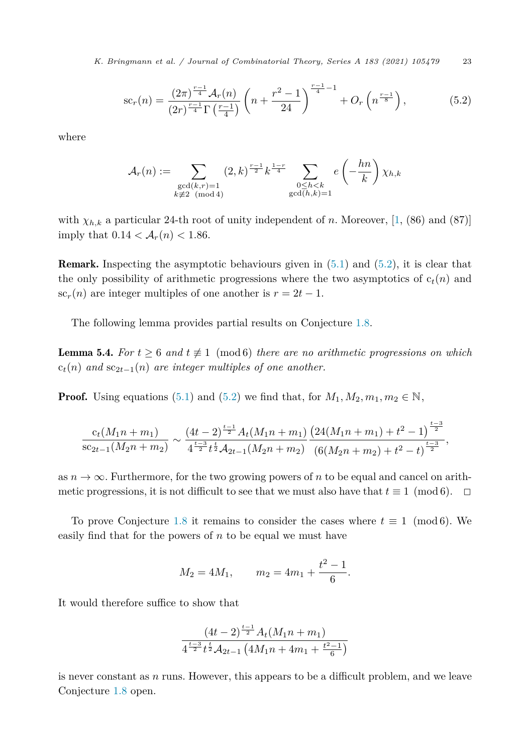$$
\mathrm{sc}_r(n) = \frac{(2\pi)^{\frac{r-1}{4}} \mathcal{A}_r(n)}{(2r)^{\frac{r-1}{4}} \Gamma\left(\frac{r-1}{4}\right)} \left(n + \frac{r^2-1}{24}\right)^{\frac{r-1}{4}-1} + O_r\left(n^{\frac{r-1}{8}}\right), \tag{5.2}
$$

where

$$
\mathcal{A}_r(n) := \sum_{\substack{\gcd(k,r)=1 \\ k \not\equiv 2 \pmod 4}} (2,k)^{\frac{r-1}{2}} k^{\frac{1-r}{4}} \sum_{\substack{0 \leq h < k \\ \gcd(h,k)=1}} e\left(-\frac{hn}{k}\right) \chi_{h,k}
$$

with $\chi_{h,k}$ a particular 24-th root of unity independent of $n$. Moreover, [1, (86) and (87)] imply that $0.14 < \mathcal{A}_r(n) < 1.86$.

**Remark.** Inspecting the asymptotic behaviours given in (5.1) and (5.2), it is clear that the only possibility of arithmetic progressions where the two asymptotics of $\mathrm{c}_t(n)$ and $\mathrm{sc}_r(n)$ are integer multiples of one another is $r = 2t - 1$.

The following lemma provides partial results on Conjecture 1.8.

**Lemma 5.4.** *For $t \geq 6$ and $t \not\equiv 1 \pmod 6$ there are no arithmetic progressions on which $\mathrm{c}_t(n)$ and $\mathrm{sc}_{2t-1}(n)$ are integer multiples of one another.*

**Proof.** Using equations (5.1) and (5.2) we find that, for $M_1, M_2, m_1, m_2 \in \mathbb{N}$,

$$
\frac{\mathrm{c}_t(M_1 n + m_1)}{\mathrm{sc}_{2t-1}(M_2 n + m_2)} \sim \frac{(4t-2)^{\frac{t-1}{2}} A_t(M_1 n + m_1)}{4^{\frac{t-3}{2}} t^{\frac{t}{2}} \mathcal{A}_{2t-1}(M_2 n + m_2)} \frac{\left(24(M_1 n + m_1) + t^2 - 1\right)^{\frac{t-3}{2}}}{\left(6(M_2 n + m_2) + t^2 - t\right)^{\frac{t-3}{2}}},
$$

as $n \to \infty$. Furthermore, for the two growing powers of $n$ to be equal and cancel on arithmetic progressions, it is not difficult to see that we must also have that $t \equiv 1 \pmod 6$. $\square$

To prove Conjecture 1.8 it remains to consider the cases where $t \equiv 1 \pmod 6$. We easily find that for the powers of $n$ to be equal we must have

$$
M_2 = 4M_1, \qquad m_2 = 4m_1 + \frac{t^2-1}{6}.
$$

It would therefore suffice to show that

$$
\frac{(4t-2)^{\frac{t-1}{2}} A_t(M_1 n + m_1)}{4^{\frac{t-3}{2}} t^{\frac{t}{2}} \mathcal{A}_{2t-1}\left(4M_1 n + 4m_1 + \frac{t^2-1}{6}\right)}
$$

is never constant as $n$ runs. However, this appears to be a difficult problem, and we leave Conjecture 1.8 open.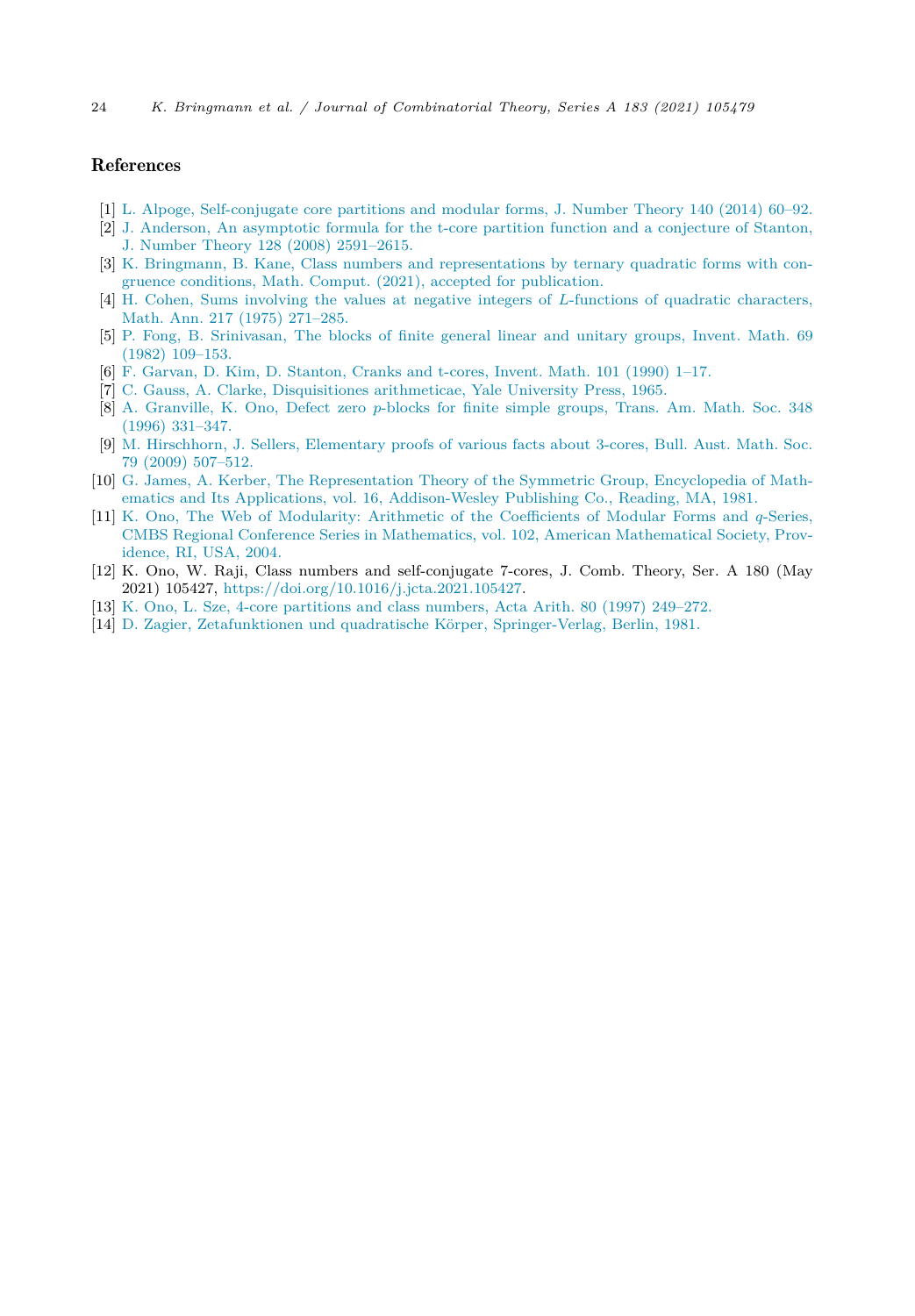## References

[1] L. Alpoge, Self-conjugate core partitions and modular forms, J. Number Theory 140 (2014) 60–92.

[2] J. Anderson, An asymptotic formula for the t-core partition function and a conjecture of Stanton, J. Number Theory 128 (2008) 2591–2615.

[3] K. Bringmann, B. Kane, Class numbers and representations by ternary quadratic forms with congruence conditions, Math. Comput. (2021), accepted for publication.

[4] H. Cohen, Sums involving the values at negative integers of $L$-functions of quadratic characters, Math. Ann. 217 (1975) 271–285.

[5] P. Fong, B. Srinivasan, The blocks of finite general linear and unitary groups, Invent. Math. 69 (1982) 109–153.

[6] F. Garvan, D. Kim, D. Stanton, Cranks and t-cores, Invent. Math. 101 (1990) 1–17.

[7] C. Gauss, A. Clarke, Disquisitiones arithmeticae, Yale University Press, 1965.

[8] A. Granville, K. Ono, Defect zero $p$-blocks for finite simple groups, Trans. Am. Math. Soc. 348 (1996) 331–347.

[9] M. Hirschhorn, J. Sellers, Elementary proofs of various facts about 3-cores, Bull. Aust. Math. Soc. 79 (2009) 507–512.

[10] G. James, A. Kerber, The Representation Theory of the Symmetric Group, Encyclopedia of Mathematics and Its Applications, vol. 16, Addison-Wesley Publishing Co., Reading, MA, 1981.

[11] K. Ono, The Web of Modularity: Arithmetic of the Coefficients of Modular Forms and $q$-Series, CMBS Regional Conference Series in Mathematics, vol. 102, American Mathematical Society, Providence, RI, USA, 2004.

[12] K. Ono, W. Raji, Class numbers and self-conjugate 7-cores, J. Comb. Theory, Ser. A 180 (May 2021) 105427, https://doi.org/10.1016/j.jcta.2021.105427.

[13] K. Ono, L. Sze, 4-core partitions and class numbers, Acta Arith. 80 (1997) 249–272.

[14] D. Zagier, Zetafunktionen und quadratische Körper, Springer-Verlag, Berlin, 1981.